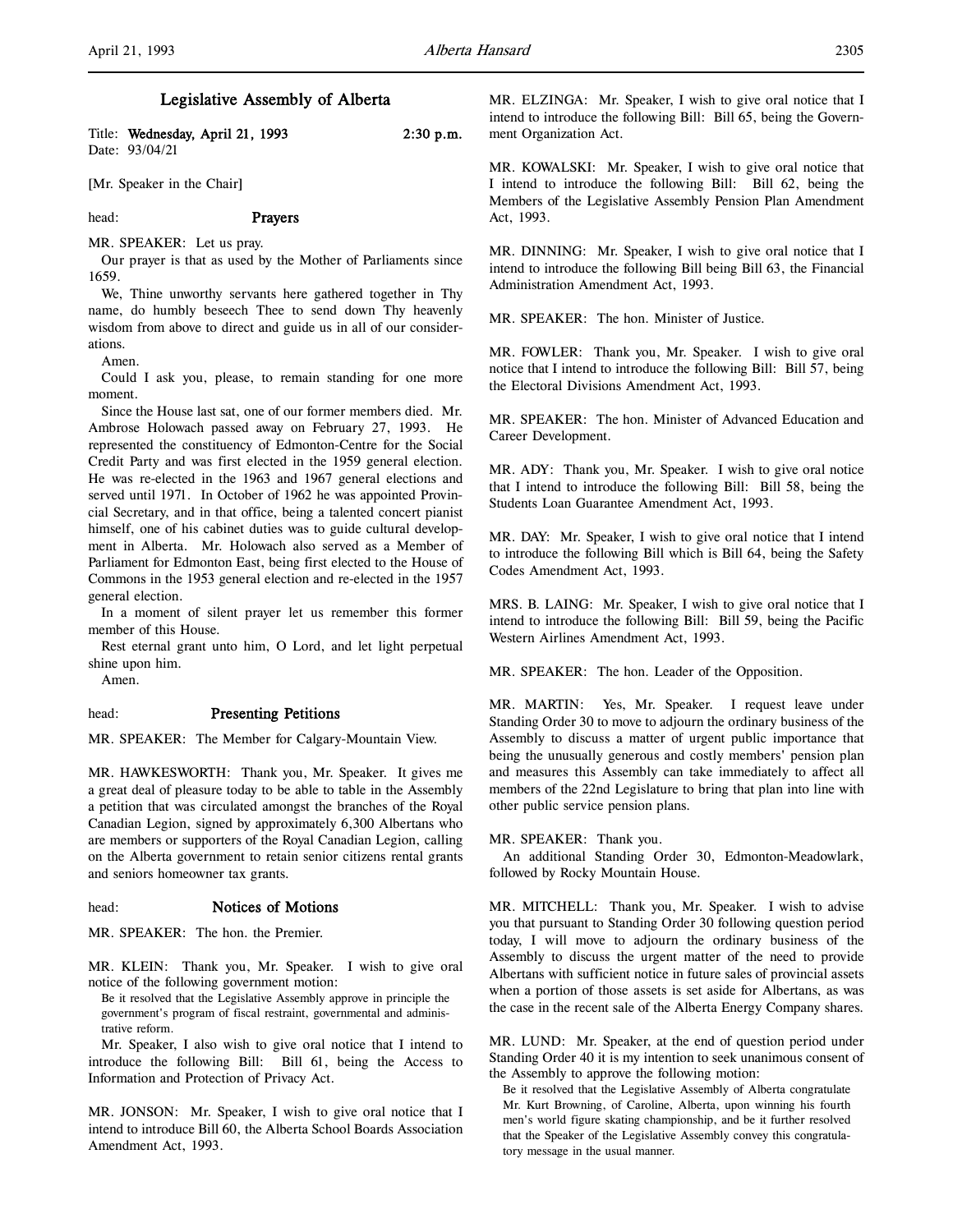# Legislative Assembly of Alberta

Title: **Wednesday, April 21, 1993** **2:30 p.m.**
Date: 93/04/21

[Mr. Speaker in the Chair]

head: **Prayers**

MR. SPEAKER: Let us pray.

Our prayer is that as used by the Mother of Parliaments since 1659.

We, Thine unworthy servants here gathered together in Thy name, do humbly beseech Thee to send down Thy heavenly wisdom from above to direct and guide us in all of our considerations.

Amen.

Could I ask you, please, to remain standing for one more moment.

Since the House last sat, one of our former members died. Mr. Ambrose Holowach passed away on February 27, 1993. He represented the constituency of Edmonton-Centre for the Social Credit Party and was first elected in the 1959 general election. He was re-elected in the 1963 and 1967 general elections and served until 1971. In October of 1962 he was appointed Provincial Secretary, and in that office, being a talented concert pianist himself, one of his cabinet duties was to guide cultural development in Alberta. Mr. Holowach also served as a Member of Parliament for Edmonton East, being first elected to the House of Commons in the 1953 general election and re-elected in the 1957 general election.

In a moment of silent prayer let us remember this former member of this House.

Rest eternal grant unto him, O Lord, and let light perpetual shine upon him.

Amen.

head: **Presenting Petitions**

MR. SPEAKER: The Member for Calgary-Mountain View.

MR. HAWKESWORTH: Thank you, Mr. Speaker. It gives me a great deal of pleasure today to be able to table in the Assembly a petition that was circulated amongst the branches of the Royal Canadian Legion, signed by approximately 6,300 Albertans who are members or supporters of the Royal Canadian Legion, calling on the Alberta government to retain senior citizens rental grants and seniors homeowner tax grants.

head: **Notices of Motions**

MR. SPEAKER: The hon. the Premier.

MR. KLEIN: Thank you, Mr. Speaker. I wish to give oral notice of the following government motion:

> Be it resolved that the Legislative Assembly approve in principle the government's program of fiscal restraint, governmental and administrative reform.

Mr. Speaker, I also wish to give oral notice that I intend to introduce the following Bill: Bill 61, being the Access to Information and Protection of Privacy Act.

MR. JONSON: Mr. Speaker, I wish to give oral notice that I intend to introduce Bill 60, the Alberta School Boards Association Amendment Act, 1993.

MR. ELZINGA: Mr. Speaker, I wish to give oral notice that I intend to introduce the following Bill: Bill 65, being the Government Organization Act.

MR. KOWALSKI: Mr. Speaker, I wish to give oral notice that I intend to introduce the following Bill: Bill 62, being the Members of the Legislative Assembly Pension Plan Amendment Act, 1993.

MR. DINNING: Mr. Speaker, I wish to give oral notice that I intend to introduce the following Bill being Bill 63, the Financial Administration Amendment Act, 1993.

MR. SPEAKER: The hon. Minister of Justice.

MR. FOWLER: Thank you, Mr. Speaker. I wish to give oral notice that I intend to introduce the following Bill: Bill 57, being the Electoral Divisions Amendment Act, 1993.

MR. SPEAKER: The hon. Minister of Advanced Education and Career Development.

MR. ADY: Thank you, Mr. Speaker. I wish to give oral notice that I intend to introduce the following Bill: Bill 58, being the Students Loan Guarantee Amendment Act, 1993.

MR. DAY: Mr. Speaker, I wish to give oral notice that I intend to introduce the following Bill which is Bill 64, being the Safety Codes Amendment Act, 1993.

MRS. B. LAING: Mr. Speaker, I wish to give oral notice that I intend to introduce the following Bill: Bill 59, being the Pacific Western Airlines Amendment Act, 1993.

MR. SPEAKER: The hon. Leader of the Opposition.

MR. MARTIN: Yes, Mr. Speaker. I request leave under Standing Order 30 to move to adjourn the ordinary business of the Assembly to discuss a matter of urgent public importance that being the unusually generous and costly members' pension plan and measures this Assembly can take immediately to affect all members of the 22nd Legislature to bring that plan into line with other public service pension plans.

MR. SPEAKER: Thank you.

An additional Standing Order 30, Edmonton-Meadowlark, followed by Rocky Mountain House.

MR. MITCHELL: Thank you, Mr. Speaker. I wish to advise you that pursuant to Standing Order 30 following question period today, I will move to adjourn the ordinary business of the Assembly to discuss the urgent matter of the need to provide Albertans with sufficient notice in future sales of provincial assets when a portion of those assets is set aside for Albertans, as was the case in the recent sale of the Alberta Energy Company shares.

MR. LUND: Mr. Speaker, at the end of question period under Standing Order 40 it is my intention to seek unanimous consent of the Assembly to approve the following motion:

> Be it resolved that the Legislative Assembly of Alberta congratulate Mr. Kurt Browning, of Caroline, Alberta, upon winning his fourth men's world figure skating championship, and be it further resolved that the Speaker of the Legislative Assembly convey this congratulatory message in the usual manner.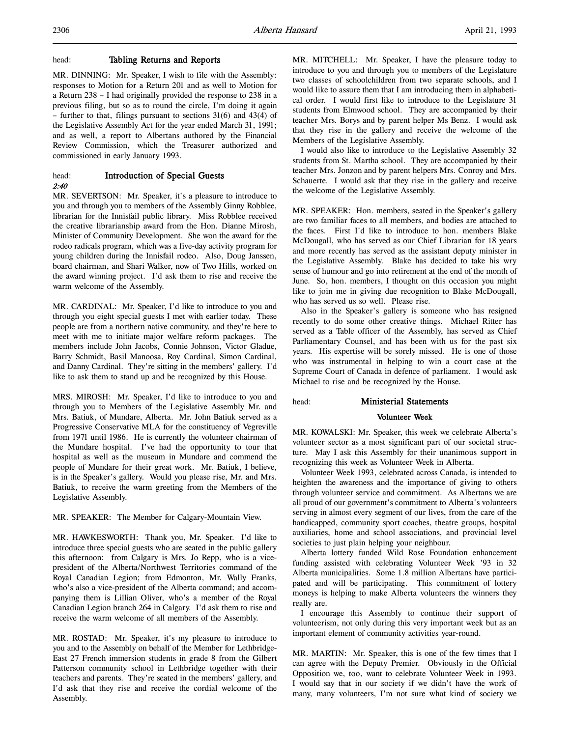head: **Tabling Returns and Reports**

MR. DINNING: Mr. Speaker, I wish to file with the Assembly: responses to Motion for a Return 201 and as well to Motion for a Return 238 – I had originally provided the response to 238 in a previous filing, but so as to round the circle, I'm doing it again – further to that, filings pursuant to sections 31(6) and 43(4) of the Legislative Assembly Act for the year ended March 31, 1991; and as well, a report to Albertans authored by the Financial Review Commission, which the Treasurer authorized and commissioned in early January 1993.

head: **Introduction of Special Guests**

*2:40*

MR. SEVERTSON: Mr. Speaker, it's a pleasure to introduce to you and through you to members of the Assembly Ginny Robblee, librarian for the Innisfail public library. Miss Robblee received the creative librarianship award from the Hon. Dianne Mirosh, Minister of Community Development. She won the award for the rodeo radicals program, which was a five-day activity program for young children during the Innisfail rodeo. Also, Doug Janssen, board chairman, and Shari Walker, now of Two Hills, worked on the award winning project. I'd ask them to rise and receive the warm welcome of the Assembly.

MR. CARDINAL: Mr. Speaker, I'd like to introduce to you and through you eight special guests I met with earlier today. These people are from a northern native community, and they're here to meet with me to initiate major welfare reform packages. The members include John Jacobs, Connie Johnson, Victor Gladue, Barry Schmidt, Basil Manoosa, Roy Cardinal, Simon Cardinal, and Danny Cardinal. They're sitting in the members' gallery. I'd like to ask them to stand up and be recognized by this House.

MRS. MIROSH: Mr. Speaker, I'd like to introduce to you and through you to Members of the Legislative Assembly Mr. and Mrs. Batiuk, of Mundare, Alberta. Mr. John Batiuk served as a Progressive Conservative MLA for the constituency of Vegreville from 1971 until 1986. He is currently the volunteer chairman of the Mundare hospital. I've had the opportunity to tour that hospital as well as the museum in Mundare and commend the people of Mundare for their great work. Mr. Batiuk, I believe, is in the Speaker's gallery. Would you please rise, Mr. and Mrs. Batiuk, to receive the warm greeting from the Members of the Legislative Assembly.

MR. SPEAKER: The Member for Calgary-Mountain View.

MR. HAWKESWORTH: Thank you, Mr. Speaker. I'd like to introduce three special guests who are seated in the public gallery this afternoon: from Calgary is Mrs. Jo Repp, who is a vice-president of the Alberta/Northwest Territories command of the Royal Canadian Legion; from Edmonton, Mr. Wally Franks, who's also a vice-president of the Alberta command; and accompanying them is Lillian Oliver, who's a member of the Royal Canadian Legion branch 264 in Calgary. I'd ask them to rise and receive the warm welcome of all members of the Assembly.

MR. ROSTAD: Mr. Speaker, it's my pleasure to introduce to you and to the Assembly on behalf of the Member for Lethbridge-East 27 French immersion students in grade 8 from the Gilbert Patterson community school in Lethbridge together with their teachers and parents. They're seated in the members' gallery, and I'd ask that they rise and receive the cordial welcome of the Assembly.

MR. MITCHELL: Mr. Speaker, I have the pleasure today to introduce to you and through you to members of the Legislature two classes of schoolchildren from two separate schools, and I would like to assure them that I am introducing them in alphabetical order. I would first like to introduce to the Legislature 31 students from Elmwood school. They are accompanied by their teacher Mrs. Borys and by parent helper Ms Benz. I would ask that they rise in the gallery and receive the welcome of the Members of the Legislative Assembly.

I would also like to introduce to the Legislative Assembly 32 students from St. Martha school. They are accompanied by their teacher Mrs. Jonzon and by parent helpers Mrs. Conroy and Mrs. Schauerte. I would ask that they rise in the gallery and receive the welcome of the Legislative Assembly.

MR. SPEAKER: Hon. members, seated in the Speaker's gallery are two familiar faces to all members, and bodies are attached to the faces. First I'd like to introduce to hon. members Blake McDougall, who has served as our Chief Librarian for 18 years and more recently has served as the assistant deputy minister in the Legislative Assembly. Blake has decided to take his wry sense of humour and go into retirement at the end of the month of June. So, hon. members, I thought on this occasion you might like to join me in giving due recognition to Blake McDougall, who has served us so well. Please rise.

Also in the Speaker's gallery is someone who has resigned recently to do some other creative things. Michael Ritter has served as a Table officer of the Assembly, has served as Chief Parliamentary Counsel, and has been with us for the past six years. His expertise will be sorely missed. He is one of those who was instrumental in helping to win a court case at the Supreme Court of Canada in defence of parliament. I would ask Michael to rise and be recognized by the House.

head: **Ministerial Statements**

**Volunteer Week**

MR. KOWALSKI: Mr. Speaker, this week we celebrate Alberta's volunteer sector as a most significant part of our societal structure. May I ask this Assembly for their unanimous support in recognizing this week as Volunteer Week in Alberta.

Volunteer Week 1993, celebrated across Canada, is intended to heighten the awareness and the importance of giving to others through volunteer service and commitment. As Albertans we are all proud of our government's commitment to Alberta's volunteers serving in almost every segment of our lives, from the care of the handicapped, community sport coaches, theatre groups, hospital auxiliaries, home and school associations, and provincial level societies to just plain helping your neighbour.

Alberta lottery funded Wild Rose Foundation enhancement funding assisted with celebrating Volunteer Week '93 in 32 Alberta municipalities. Some 1.8 million Albertans have participated and will be participating. This commitment of lottery moneys is helping to make Alberta volunteers the winners they really are.

I encourage this Assembly to continue their support of volunteerism, not only during this very important week but as an important element of community activities year-round.

MR. MARTIN: Mr. Speaker, this is one of the few times that I can agree with the Deputy Premier. Obviously in the Official Opposition we, too, want to celebrate Volunteer Week in 1993. I would say that in our society if we didn't have the work of many, many volunteers, I'm not sure what kind of society we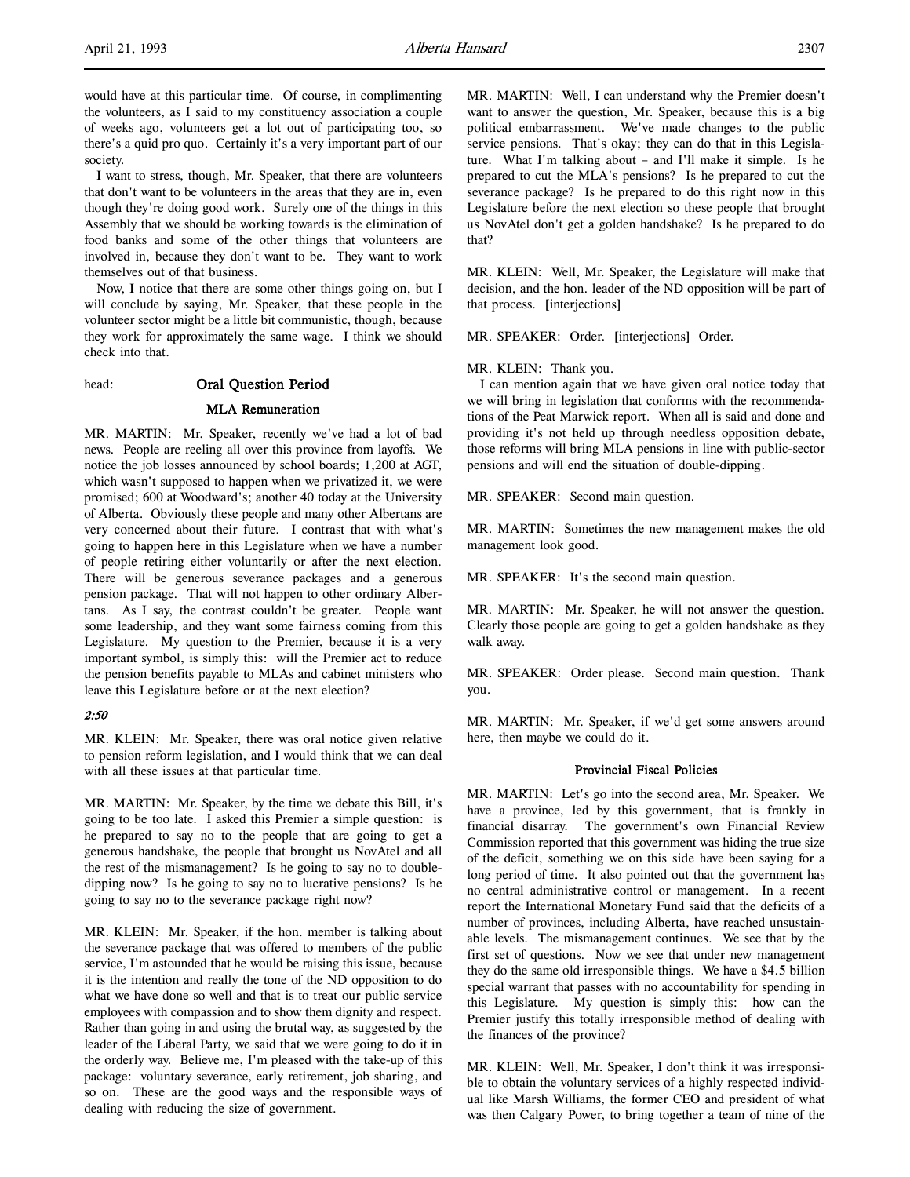would have at this particular time. Of course, in complimenting the volunteers, as I said to my constituency association a couple of weeks ago, volunteers get a lot out of participating too, so there's a quid pro quo. Certainly it's a very important part of our society.

I want to stress, though, Mr. Speaker, that there are volunteers that don't want to be volunteers in the areas that they are in, even though they're doing good work. Surely one of the things in this Assembly that we should be working towards is the elimination of food banks and some of the other things that volunteers are involved in, because they don't want to be. They want to work themselves out of that business.

Now, I notice that there are some other things going on, but I will conclude by saying, Mr. Speaker, that these people in the volunteer sector might be a little bit communistic, though, because they work for approximately the same wage. I think we should check into that.

head: **Oral Question Period**

### MLA Remuneration

MR. MARTIN: Mr. Speaker, recently we've had a lot of bad news. People are reeling all over this province from layoffs. We notice the job losses announced by school boards; 1,200 at AGT, which wasn't supposed to happen when we privatized it, we were promised; 600 at Woodward's; another 40 today at the University of Alberta. Obviously these people and many other Albertans are very concerned about their future. I contrast that with what's going to happen here in this Legislature when we have a number of people retiring either voluntarily or after the next election. There will be generous severance packages and a generous pension package. That will not happen to other ordinary Albertans. As I say, the contrast couldn't be greater. People want some leadership, and they want some fairness coming from this Legislature. My question to the Premier, because it is a very important symbol, is simply this: will the Premier act to reduce the pension benefits payable to MLAs and cabinet ministers who leave this Legislature before or at the next election?

*2:50*

MR. KLEIN: Mr. Speaker, there was oral notice given relative to pension reform legislation, and I would think that we can deal with all these issues at that particular time.

MR. MARTIN: Mr. Speaker, by the time we debate this Bill, it's going to be too late. I asked this Premier a simple question: is he prepared to say no to the people that are going to get a generous handshake, the people that brought us NovAtel and all the rest of the mismanagement? Is he going to say no to double-dipping now? Is he going to say no to lucrative pensions? Is he going to say no to the severance package right now?

MR. KLEIN: Mr. Speaker, if the hon. member is talking about the severance package that was offered to members of the public service, I'm astounded that he would be raising this issue, because it is the intention and really the tone of the ND opposition to do what we have done so well and that is to treat our public service employees with compassion and to show them dignity and respect. Rather than going in and using the brutal way, as suggested by the leader of the Liberal Party, we said that we were going to do it in the orderly way. Believe me, I'm pleased with the take-up of this package: voluntary severance, early retirement, job sharing, and so on. These are the good ways and the responsible ways of dealing with reducing the size of government.

MR. MARTIN: Well, I can understand why the Premier doesn't want to answer the question, Mr. Speaker, because this is a big political embarrassment. We've made changes to the public service pensions. That's okay; they can do that in this Legislature. What I'm talking about – and I'll make it simple. Is he prepared to cut the MLA's pensions? Is he prepared to cut the severance package? Is he prepared to do this right now in this Legislature before the next election so these people that brought us NovAtel don't get a golden handshake? Is he prepared to do that?

MR. KLEIN: Well, Mr. Speaker, the Legislature will make that decision, and the hon. leader of the ND opposition will be part of that process. [interjections]

MR. SPEAKER: Order. [interjections] Order.

MR. KLEIN: Thank you.

I can mention again that we have given oral notice today that we will bring in legislation that conforms with the recommendations of the Peat Marwick report. When all is said and done and providing it's not held up through needless opposition debate, those reforms will bring MLA pensions in line with public-sector pensions and will end the situation of double-dipping.

MR. SPEAKER: Second main question.

MR. MARTIN: Sometimes the new management makes the old management look good.

MR. SPEAKER: It's the second main question.

MR. MARTIN: Mr. Speaker, he will not answer the question. Clearly those people are going to get a golden handshake as they walk away.

MR. SPEAKER: Order please. Second main question. Thank you.

MR. MARTIN: Mr. Speaker, if we'd get some answers around here, then maybe we could do it.

### Provincial Fiscal Policies

MR. MARTIN: Let's go into the second area, Mr. Speaker. We have a province, led by this government, that is frankly in financial disarray. The government's own Financial Review Commission reported that this government was hiding the true size of the deficit, something we on this side have been saying for a long period of time. It also pointed out that the government has no central administrative control or management. In a recent report the International Monetary Fund said that the deficits of a number of provinces, including Alberta, have reached unsustainable levels. The mismanagement continues. We see that by the first set of questions. Now we see that under new management they do the same old irresponsible things. We have a $4.5 billion special warrant that passes with no accountability for spending in this Legislature. My question is simply this: how can the Premier justify this totally irresponsible method of dealing with the finances of the province?

MR. KLEIN: Well, Mr. Speaker, I don't think it was irresponsible to obtain the voluntary services of a highly respected individual like Marsh Williams, the former CEO and president of what was then Calgary Power, to bring together a team of nine of the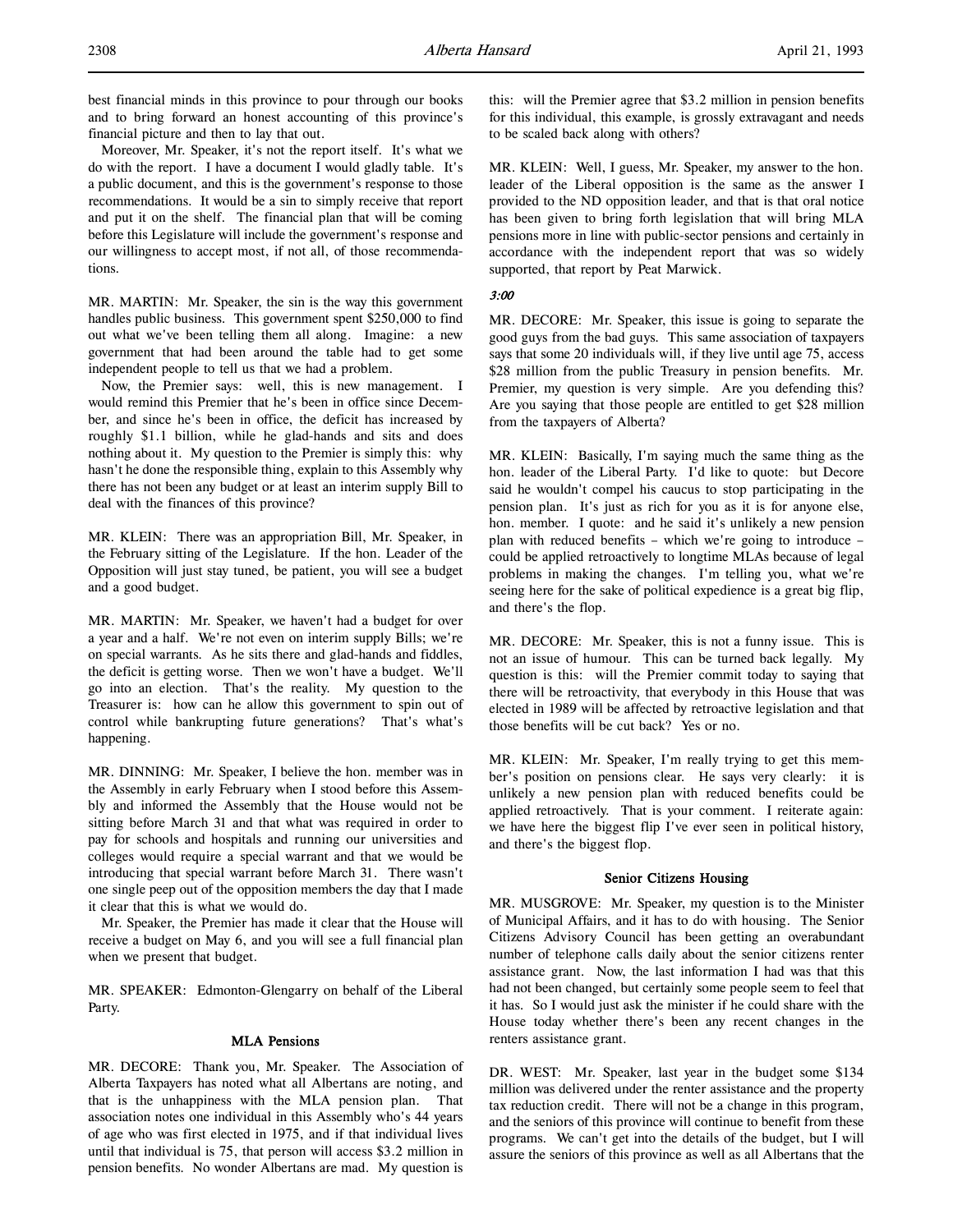best financial minds in this province to pour through our books and to bring forward an honest accounting of this province's financial picture and then to lay that out.

Moreover, Mr. Speaker, it's not the report itself. It's what we do with the report. I have a document I would gladly table. It's a public document, and this is the government's response to those recommendations. It would be a sin to simply receive that report and put it on the shelf. The financial plan that will be coming before this Legislature will include the government's response and our willingness to accept most, if not all, of those recommendations.

MR. MARTIN: Mr. Speaker, the sin is the way this government handles public business. This government spent $250,000 to find out what we've been telling them all along. Imagine: a new government that had been around the table had to get some independent people to tell us that we had a problem.

Now, the Premier says: well, this is new management. I would remind this Premier that he's been in office since December, and since he's been in office, the deficit has increased by roughly $1.1 billion, while he glad-hands and sits and does nothing about it. My question to the Premier is simply this: why hasn't he done the responsible thing, explain to this Assembly why there has not been any budget or at least an interim supply Bill to deal with the finances of this province?

MR. KLEIN: There was an appropriation Bill, Mr. Speaker, in the February sitting of the Legislature. If the hon. Leader of the Opposition will just stay tuned, be patient, you will see a budget and a good budget.

MR. MARTIN: Mr. Speaker, we haven't had a budget for over a year and a half. We're not even on interim supply Bills; we're on special warrants. As he sits there and glad-hands and fiddles, the deficit is getting worse. Then we won't have a budget. We'll go into an election. That's the reality. My question to the Treasurer is: how can he allow this government to spin out of control while bankrupting future generations? That's what's happening.

MR. DINNING: Mr. Speaker, I believe the hon. member was in the Assembly in early February when I stood before this Assembly and informed the Assembly that the House would not be sitting before March 31 and that what was required in order to pay for schools and hospitals and running our universities and colleges would require a special warrant and that we would be introducing that special warrant before March 31. There wasn't one single peep out of the opposition members the day that I made it clear that this is what we would do.

Mr. Speaker, the Premier has made it clear that the House will receive a budget on May 6, and you will see a full financial plan when we present that budget.

MR. SPEAKER: Edmonton-Glengarry on behalf of the Liberal Party.

### MLA Pensions

MR. DECORE: Thank you, Mr. Speaker. The Association of Alberta Taxpayers has noted what all Albertans are noting, and that is the unhappiness with the MLA pension plan. That association notes one individual in this Assembly who's 44 years of age who was first elected in 1975, and if that individual lives until that individual is 75, that person will access $3.2 million in pension benefits. No wonder Albertans are mad. My question is this: will the Premier agree that $3.2 million in pension benefits for this individual, this example, is grossly extravagant and needs to be scaled back along with others?

MR. KLEIN: Well, I guess, Mr. Speaker, my answer to the hon. leader of the Liberal opposition is the same as the answer I provided to the ND opposition leader, and that is that oral notice has been given to bring forth legislation that will bring MLA pensions more in line with public-sector pensions and certainly in accordance with the independent report that was so widely supported, that report by Peat Marwick.

*3:00*

MR. DECORE: Mr. Speaker, this issue is going to separate the good guys from the bad guys. This same association of taxpayers says that some 20 individuals will, if they live until age 75, access $28 million from the public Treasury in pension benefits. Mr. Premier, my question is very simple. Are you defending this? Are you saying that those people are entitled to get $28 million from the taxpayers of Alberta?

MR. KLEIN: Basically, I'm saying much the same thing as the hon. leader of the Liberal Party. I'd like to quote: but Decore said he wouldn't compel his caucus to stop participating in the pension plan. It's just as rich for you as it is for anyone else, hon. member. I quote: and he said it's unlikely a new pension plan with reduced benefits – which we're going to introduce – could be applied retroactively to longtime MLAs because of legal problems in making the changes. I'm telling you, what we're seeing here for the sake of political expedience is a great big flip, and there's the flop.

MR. DECORE: Mr. Speaker, this is not a funny issue. This is not an issue of humour. This can be turned back legally. My question is this: will the Premier commit today to saying that there will be retroactivity, that everybody in this House that was elected in 1989 will be affected by retroactive legislation and that those benefits will be cut back? Yes or no.

MR. KLEIN: Mr. Speaker, I'm really trying to get this member's position on pensions clear. He says very clearly: it is unlikely a new pension plan with reduced benefits could be applied retroactively. That is your comment. I reiterate again: we have here the biggest flip I've ever seen in political history, and there's the biggest flop.

### Senior Citizens Housing

MR. MUSGROVE: Mr. Speaker, my question is to the Minister of Municipal Affairs, and it has to do with housing. The Senior Citizens Advisory Council has been getting an overabundant number of telephone calls daily about the senior citizens renter assistance grant. Now, the last information I had was that this had not been changed, but certainly some people seem to feel that it has. So I would just ask the minister if he could share with the House today whether there's been any recent changes in the renters assistance grant.

DR. WEST: Mr. Speaker, last year in the budget some $134 million was delivered under the renter assistance and the property tax reduction credit. There will not be a change in this program, and the seniors of this province will continue to benefit from these programs. We can't get into the details of the budget, but I will assure the seniors of this province as well as all Albertans that the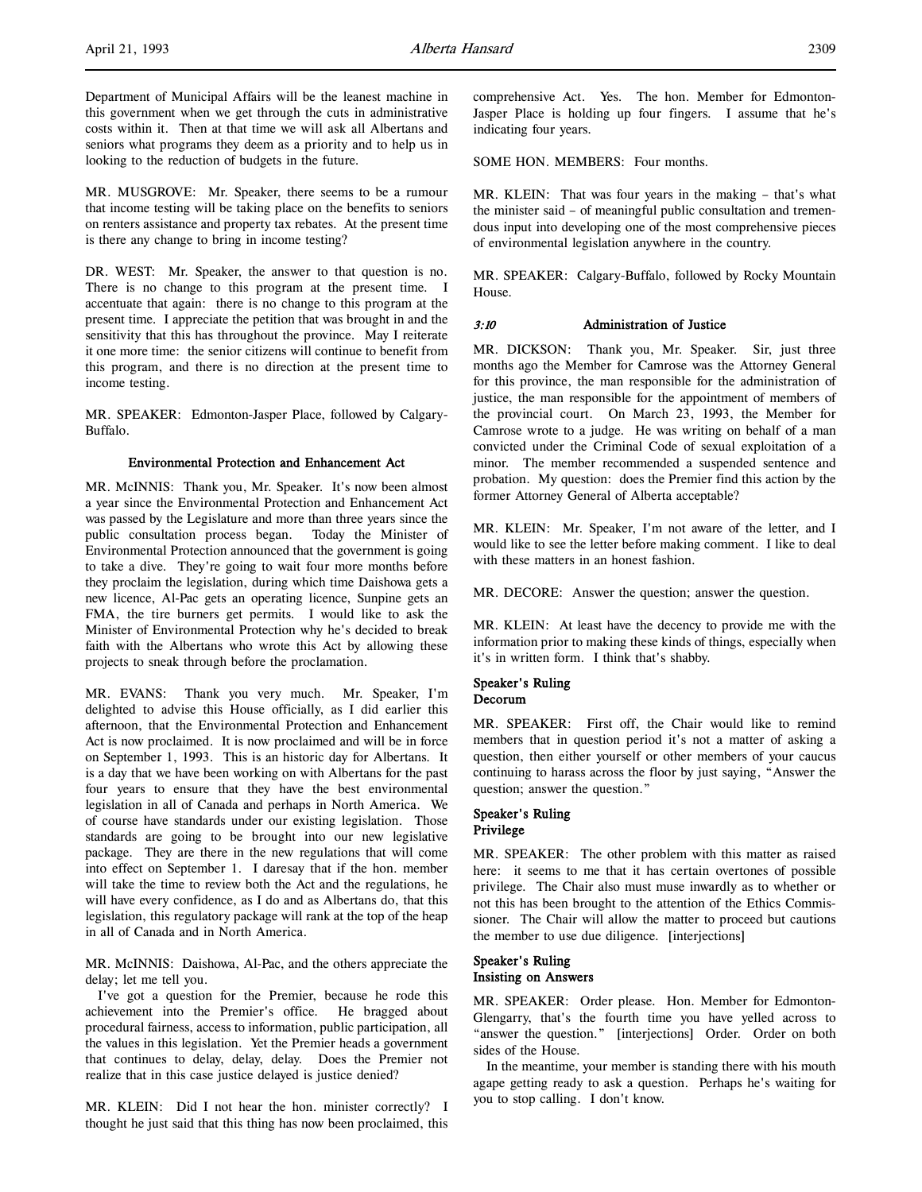Department of Municipal Affairs will be the leanest machine in this government when we get through the cuts in administrative costs within it. Then at that time we will ask all Albertans and seniors what programs they deem as a priority and to help us in looking to the reduction of budgets in the future.

MR. MUSGROVE: Mr. Speaker, there seems to be a rumour that income testing will be taking place on the benefits to seniors on renters assistance and property tax rebates. At the present time is there any change to bring in income testing?

DR. WEST: Mr. Speaker, the answer to that question is no. There is no change to this program at the present time. I accentuate that again: there is no change to this program at the present time. I appreciate the petition that was brought in and the sensitivity that this has throughout the province. May I reiterate it one more time: the senior citizens will continue to benefit from this program, and there is no direction at the present time to income testing.

MR. SPEAKER: Edmonton-Jasper Place, followed by Calgary-Buffalo.

### Environmental Protection and Enhancement Act

MR. McINNIS: Thank you, Mr. Speaker. It's now been almost a year since the Environmental Protection and Enhancement Act was passed by the Legislature and more than three years since the public consultation process began. Today the Minister of Environmental Protection announced that the government is going to take a dive. They're going to wait four more months before they proclaim the legislation, during which time Daishowa gets a new licence, Al-Pac gets an operating licence, Sunpine gets an FMA, the tire burners get permits. I would like to ask the Minister of Environmental Protection why he's decided to break faith with the Albertans who wrote this Act by allowing these projects to sneak through before the proclamation.

MR. EVANS: Thank you very much. Mr. Speaker, I'm delighted to advise this House officially, as I did earlier this afternoon, that the Environmental Protection and Enhancement Act is now proclaimed. It is now proclaimed and will be in force on September 1, 1993. This is an historic day for Albertans. It is a day that we have been working on with Albertans for the past four years to ensure that they have the best environmental legislation in all of Canada and perhaps in North America. We of course have standards under our existing legislation. Those standards are going to be brought into our new legislative package. They are there in the new regulations that will come into effect on September 1. I daresay that if the hon. member will take the time to review both the Act and the regulations, he will have every confidence, as I do and as Albertans do, that this legislation, this regulatory package will rank at the top of the heap in all of Canada and in North America.

MR. McINNIS: Daishowa, Al-Pac, and the others appreciate the delay; let me tell you.

I've got a question for the Premier, because he rode this achievement into the Premier's office. He bragged about procedural fairness, access to information, public participation, all the values in this legislation. Yet the Premier heads a government that continues to delay, delay, delay. Does the Premier not realize that in this case justice delayed is justice denied?

MR. KLEIN: Did I not hear the hon. minister correctly? I thought he just said that this thing has now been proclaimed, this comprehensive Act. Yes. The hon. Member for Edmonton-Jasper Place is holding up four fingers. I assume that he's indicating four years.

SOME HON. MEMBERS: Four months.

MR. KLEIN: That was four years in the making – that's what the minister said – of meaningful public consultation and tremendous input into developing one of the most comprehensive pieces of environmental legislation anywhere in the country.

MR. SPEAKER: Calgary-Buffalo, followed by Rocky Mountain House.

### *3:10* Administration of Justice

MR. DICKSON: Thank you, Mr. Speaker. Sir, just three months ago the Member for Camrose was the Attorney General for this province, the man responsible for the administration of justice, the man responsible for the appointment of members of the provincial court. On March 23, 1993, the Member for Camrose wrote to a judge. He was writing on behalf of a man convicted under the Criminal Code of sexual exploitation of a minor. The member recommended a suspended sentence and probation. My question: does the Premier find this action by the former Attorney General of Alberta acceptable?

MR. KLEIN: Mr. Speaker, I'm not aware of the letter, and I would like to see the letter before making comment. I like to deal with these matters in an honest fashion.

MR. DECORE: Answer the question; answer the question.

MR. KLEIN: At least have the decency to provide me with the information prior to making these kinds of things, especially when it's in written form. I think that's shabby.

#### Speaker's Ruling
#### Decorum

MR. SPEAKER: First off, the Chair would like to remind members that in question period it's not a matter of asking a question, then either yourself or other members of your caucus continuing to harass across the floor by just saying, "Answer the question; answer the question."

#### Speaker's Ruling
#### Privilege

MR. SPEAKER: The other problem with this matter as raised here: it seems to me that it has certain overtones of possible privilege. The Chair also must muse inwardly as to whether or not this has been brought to the attention of the Ethics Commissioner. The Chair will allow the matter to proceed but cautions the member to use due diligence. [interjections]

#### Speaker's Ruling
#### Insisting on Answers

MR. SPEAKER: Order please. Hon. Member for Edmonton-Glengarry, that's the fourth time you have yelled across to "answer the question." [interjections] Order. Order on both sides of the House.

In the meantime, your member is standing there with his mouth agape getting ready to ask a question. Perhaps he's waiting for you to stop calling. I don't know.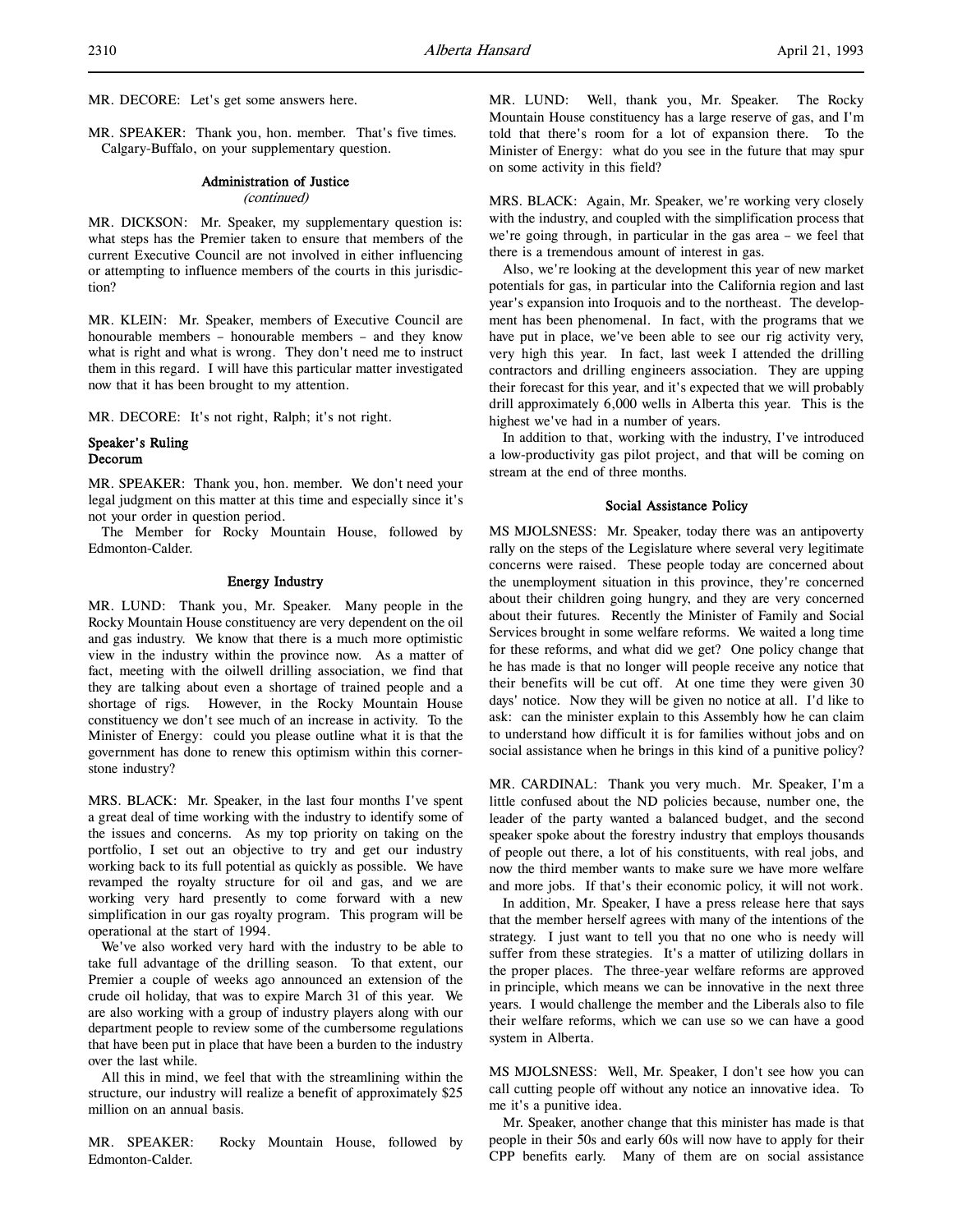MR. DECORE: Let's get some answers here.

MR. SPEAKER: Thank you, hon. member. That's five times. Calgary-Buffalo, on your supplementary question.

### Administration of Justice
*(continued)*

MR. DICKSON: Mr. Speaker, my supplementary question is: what steps has the Premier taken to ensure that members of the current Executive Council are not involved in either influencing or attempting to influence members of the courts in this jurisdiction?

MR. KLEIN: Mr. Speaker, members of Executive Council are honourable members – honourable members – and they know what is right and what is wrong. They don't need me to instruct them in this regard. I will have this particular matter investigated now that it has been brought to my attention.

MR. DECORE: It's not right, Ralph; it's not right.

### Speaker's Ruling
### Decorum

MR. SPEAKER: Thank you, hon. member. We don't need your legal judgment on this matter at this time and especially since it's not your order in question period.

The Member for Rocky Mountain House, followed by Edmonton-Calder.

### Energy Industry

MR. LUND: Thank you, Mr. Speaker. Many people in the Rocky Mountain House constituency are very dependent on the oil and gas industry. We know that there is a much more optimistic view in the industry within the province now. As a matter of fact, meeting with the oilwell drilling association, we find that they are talking about even a shortage of trained people and a shortage of rigs. However, in the Rocky Mountain House constituency we don't see much of an increase in activity. To the Minister of Energy: could you please outline what it is that the government has done to renew this optimism within this cornerstone industry?

MRS. BLACK: Mr. Speaker, in the last four months I've spent a great deal of time working with the industry to identify some of the issues and concerns. As my top priority on taking on the portfolio, I set out an objective to try and get our industry working back to its full potential as quickly as possible. We have revamped the royalty structure for oil and gas, and we are working very hard presently to come forward with a new simplification in our gas royalty program. This program will be operational at the start of 1994.

We've also worked very hard with the industry to be able to take full advantage of the drilling season. To that extent, our Premier a couple of weeks ago announced an extension of the crude oil holiday, that was to expire March 31 of this year. We are also working with a group of industry players along with our department people to review some of the cumbersome regulations that have been put in place that have been a burden to the industry over the last while.

All this in mind, we feel that with the streamlining within the structure, our industry will realize a benefit of approximately $25 million on an annual basis.

MR. SPEAKER: Rocky Mountain House, followed by Edmonton-Calder.

MR. LUND: Well, thank you, Mr. Speaker. The Rocky Mountain House constituency has a large reserve of gas, and I'm told that there's room for a lot of expansion there. To the Minister of Energy: what do you see in the future that may spur on some activity in this field?

MRS. BLACK: Again, Mr. Speaker, we're working very closely with the industry, and coupled with the simplification process that we're going through, in particular in the gas area – we feel that there is a tremendous amount of interest in gas.

Also, we're looking at the development this year of new market potentials for gas, in particular into the California region and last year's expansion into Iroquois and to the northeast. The development has been phenomenal. In fact, with the programs that we have put in place, we've been able to see our rig activity very, very high this year. In fact, last week I attended the drilling contractors and drilling engineers association. They are upping their forecast for this year, and it's expected that we will probably drill approximately 6,000 wells in Alberta this year. This is the highest we've had in a number of years.

In addition to that, working with the industry, I've introduced a low-productivity gas pilot project, and that will be coming on stream at the end of three months.

### Social Assistance Policy

MS MJOLSNESS: Mr. Speaker, today there was an antipoverty rally on the steps of the Legislature where several very legitimate concerns were raised. These people today are concerned about the unemployment situation in this province, they're concerned about their children going hungry, and they are very concerned about their futures. Recently the Minister of Family and Social Services brought in some welfare reforms. We waited a long time for these reforms, and what did we get? One policy change that he has made is that no longer will people receive any notice that their benefits will be cut off. At one time they were given 30 days' notice. Now they will be given no notice at all. I'd like to ask: can the minister explain to this Assembly how he can claim to understand how difficult it is for families without jobs and on social assistance when he brings in this kind of a punitive policy?

MR. CARDINAL: Thank you very much. Mr. Speaker, I'm a little confused about the ND policies because, number one, the leader of the party wanted a balanced budget, and the second speaker spoke about the forestry industry that employs thousands of people out there, a lot of his constituents, with real jobs, and now the third member wants to make sure we have more welfare and more jobs. If that's their economic policy, it will not work.

In addition, Mr. Speaker, I have a press release here that says that the member herself agrees with many of the intentions of the strategy. I just want to tell you that no one who is needy will suffer from these strategies. It's a matter of utilizing dollars in the proper places. The three-year welfare reforms are approved in principle, which means we can be innovative in the next three years. I would challenge the member and the Liberals also to file their welfare reforms, which we can use so we can have a good system in Alberta.

MS MJOLSNESS: Well, Mr. Speaker, I don't see how you can call cutting people off without any notice an innovative idea. To me it's a punitive idea.

Mr. Speaker, another change that this minister has made is that people in their 50s and early 60s will now have to apply for their CPP benefits early. Many of them are on social assistance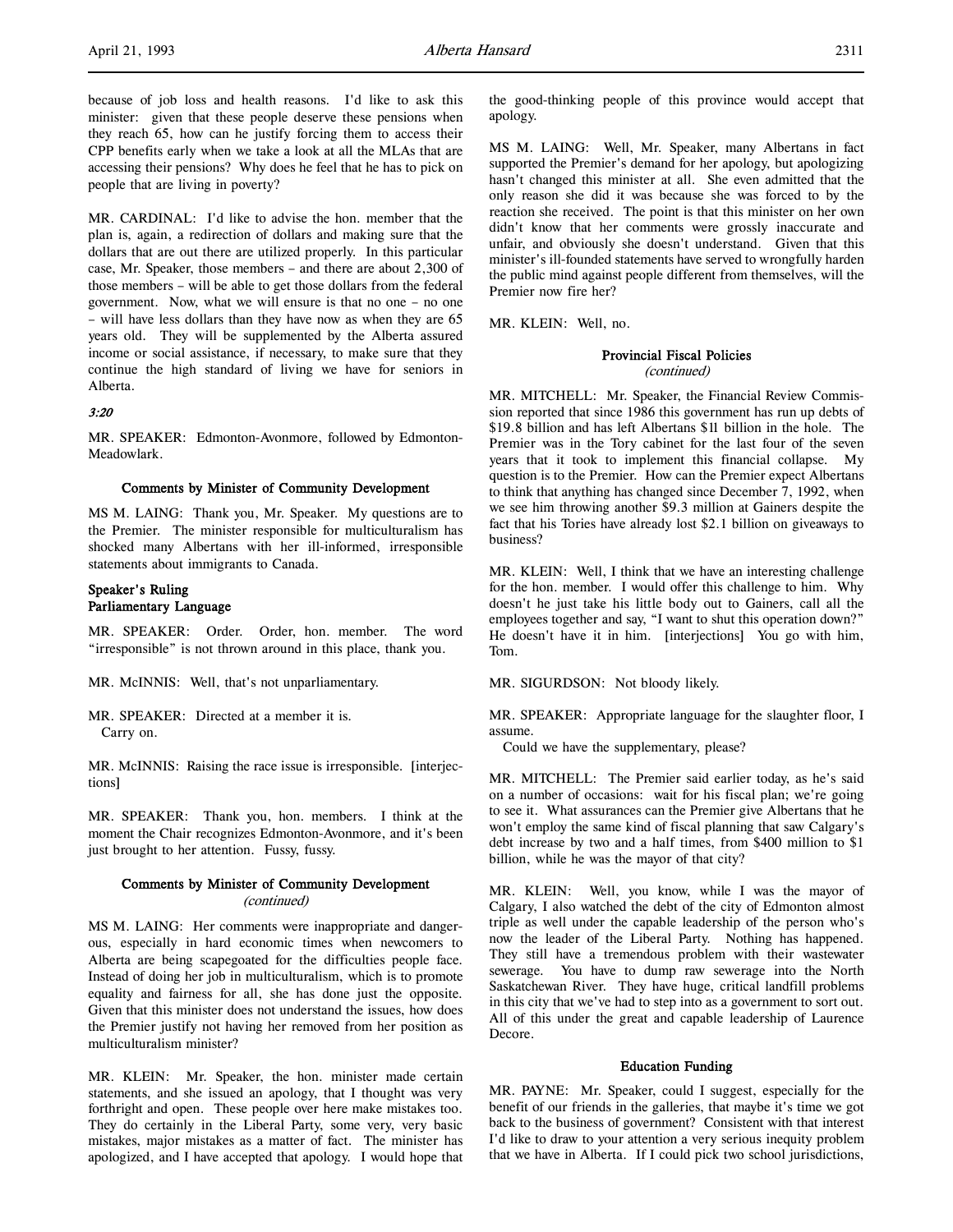because of job loss and health reasons. I'd like to ask this minister: given that these people deserve these pensions when they reach 65, how can he justify forcing them to access their CPP benefits early when we take a look at all the MLAs that are accessing their pensions? Why does he feel that he has to pick on people that are living in poverty?

MR. CARDINAL: I'd like to advise the hon. member that the plan is, again, a redirection of dollars and making sure that the dollars that are out there are utilized properly. In this particular case, Mr. Speaker, those members – and there are about 2,300 of those members – will be able to get those dollars from the federal government. Now, what we will ensure is that no one – no one – will have less dollars than they have now as when they are 65 years old. They will be supplemented by the Alberta assured income or social assistance, if necessary, to make sure that they continue the high standard of living we have for seniors in Alberta.

*3:20*

MR. SPEAKER: Edmonton-Avonmore, followed by Edmonton-Meadowlark.

### Comments by Minister of Community Development

MS M. LAING: Thank you, Mr. Speaker. My questions are to the Premier. The minister responsible for multiculturalism has shocked many Albertans with her ill-informed, irresponsible statements about immigrants to Canada.

### Speaker's Ruling
### Parliamentary Language

MR. SPEAKER: Order. Order, hon. member. The word "irresponsible" is not thrown around in this place, thank you.

MR. McINNIS: Well, that's not unparliamentary.

MR. SPEAKER: Directed at a member it is.
Carry on.

MR. McINNIS: Raising the race issue is irresponsible. [interjections]

MR. SPEAKER: Thank you, hon. members. I think at the moment the Chair recognizes Edmonton-Avonmore, and it's been just brought to her attention. Fussy, fussy.

### Comments by Minister of Community Development
*(continued)*

MS M. LAING: Her comments were inappropriate and dangerous, especially in hard economic times when newcomers to Alberta are being scapegoated for the difficulties people face. Instead of doing her job in multiculturalism, which is to promote equality and fairness for all, she has done just the opposite. Given that this minister does not understand the issues, how does the Premier justify not having her removed from her position as multiculturalism minister?

MR. KLEIN: Mr. Speaker, the hon. minister made certain statements, and she issued an apology, that I thought was very forthright and open. These people over here make mistakes too. They do certainly in the Liberal Party, some very, very basic mistakes, major mistakes as a matter of fact. The minister has apologized, and I have accepted that apology. I would hope that the good-thinking people of this province would accept that apology.

MS M. LAING: Well, Mr. Speaker, many Albertans in fact supported the Premier's demand for her apology, but apologizing hasn't changed this minister at all. She even admitted that the only reason she did it was because she was forced to by the reaction she received. The point is that this minister on her own didn't know that her comments were grossly inaccurate and unfair, and obviously she doesn't understand. Given that this minister's ill-founded statements have served to wrongfully harden the public mind against people different from themselves, will the Premier now fire her?

MR. KLEIN: Well, no.

### Provincial Fiscal Policies
*(continued)*

MR. MITCHELL: Mr. Speaker, the Financial Review Commission reported that since 1986 this government has run up debts of $19.8 billion and has left Albertans $11 billion in the hole. The Premier was in the Tory cabinet for the last four of the seven years that it took to implement this financial collapse. My question is to the Premier. How can the Premier expect Albertans to think that anything has changed since December 7, 1992, when we see him throwing another $9.3 million at Gainers despite the fact that his Tories have already lost $2.1 billion on giveaways to business?

MR. KLEIN: Well, I think that we have an interesting challenge for the hon. member. I would offer this challenge to him. Why doesn't he just take his little body out to Gainers, call all the employees together and say, "I want to shut this operation down?" He doesn't have it in him. [interjections] You go with him, Tom.

MR. SIGURDSON: Not bloody likely.

MR. SPEAKER: Appropriate language for the slaughter floor, I assume.
Could we have the supplementary, please?

MR. MITCHELL: The Premier said earlier today, as he's said on a number of occasions: wait for his fiscal plan; we're going to see it. What assurances can the Premier give Albertans that he won't employ the same kind of fiscal planning that saw Calgary's debt increase by two and a half times, from $400 million to $1 billion, while he was the mayor of that city?

MR. KLEIN: Well, you know, while I was the mayor of Calgary, I also watched the debt of the city of Edmonton almost triple as well under the capable leadership of the person who's now the leader of the Liberal Party. Nothing has happened. They still have a tremendous problem with their wastewater sewerage. You have to dump raw sewerage into the North Saskatchewan River. They have huge, critical landfill problems in this city that we've had to step into as a government to sort out. All of this under the great and capable leadership of Laurence Decore.

### Education Funding

MR. PAYNE: Mr. Speaker, could I suggest, especially for the benefit of our friends in the galleries, that maybe it's time we got back to the business of government? Consistent with that interest I'd like to draw to your attention a very serious inequity problem that we have in Alberta. If I could pick two school jurisdictions,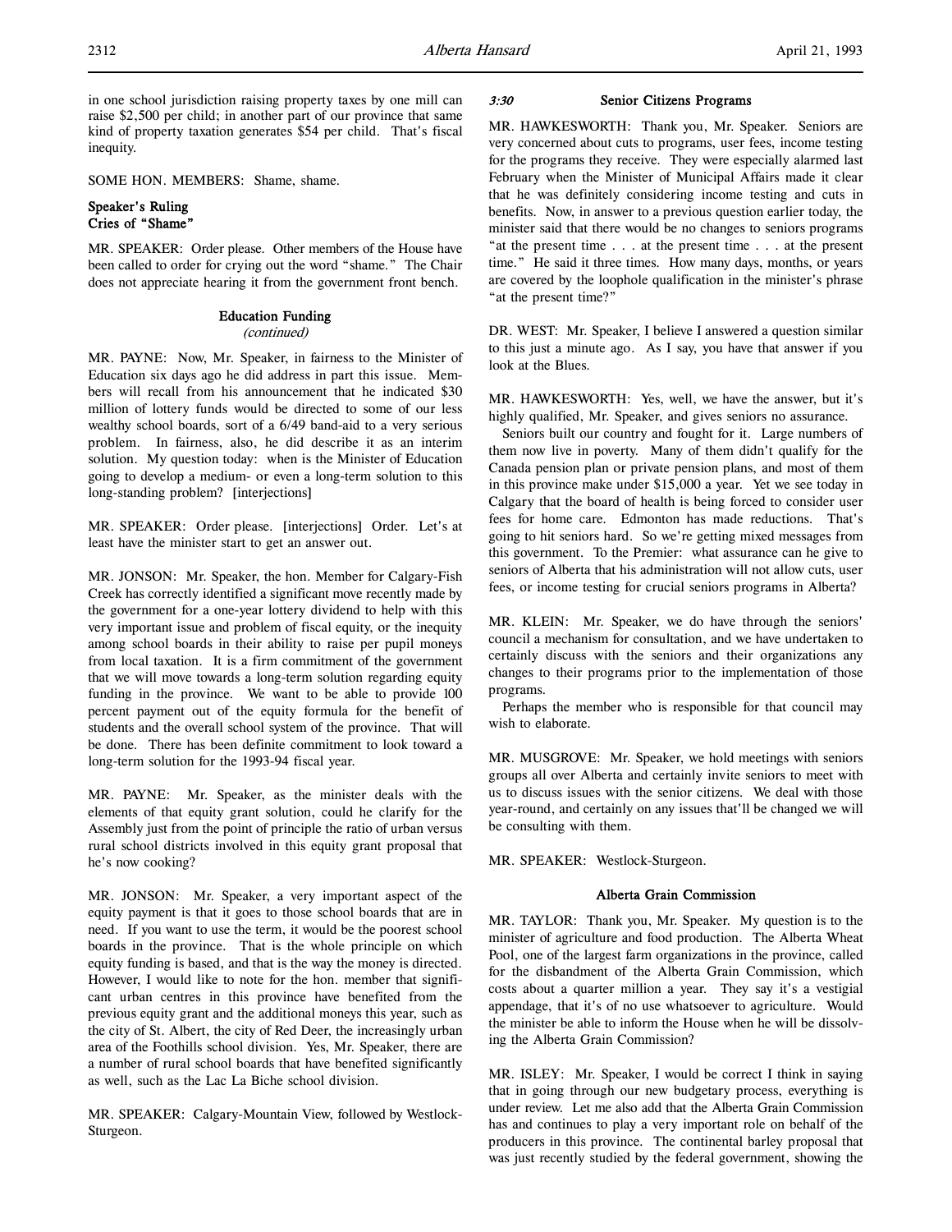in one school jurisdiction raising property taxes by one mill can raise $2,500 per child; in another part of our province that same kind of property taxation generates $54 per child. That's fiscal inequity.

SOME HON. MEMBERS: Shame, shame.

### Speaker's Ruling
### Cries of "Shame"

MR. SPEAKER: Order please. Other members of the House have been called to order for crying out the word "shame." The Chair does not appreciate hearing it from the government front bench.

### Education Funding
*(continued)*

MR. PAYNE: Now, Mr. Speaker, in fairness to the Minister of Education six days ago he did address in part this issue. Members will recall from his announcement that he indicated $30 million of lottery funds would be directed to some of our less wealthy school boards, sort of a 6/49 band-aid to a very serious problem. In fairness, also, he did describe it as an interim solution. My question today: when is the Minister of Education going to develop a medium- or even a long-term solution to this long-standing problem? [interjections]

MR. SPEAKER: Order please. [interjections] Order. Let's at least have the minister start to get an answer out.

MR. JONSON: Mr. Speaker, the hon. Member for Calgary-Fish Creek has correctly identified a significant move recently made by the government for a one-year lottery dividend to help with this very important issue and problem of fiscal equity, or the inequity among school boards in their ability to raise per pupil moneys from local taxation. It is a firm commitment of the government that we will move towards a long-term solution regarding equity funding in the province. We want to be able to provide 100 percent payment out of the equity formula for the benefit of students and the overall school system of the province. That will be done. There has been definite commitment to look toward a long-term solution for the 1993-94 fiscal year.

MR. PAYNE: Mr. Speaker, as the minister deals with the elements of that equity grant solution, could he clarify for the Assembly just from the point of principle the ratio of urban versus rural school districts involved in this equity grant proposal that he's now cooking?

MR. JONSON: Mr. Speaker, a very important aspect of the equity payment is that it goes to those school boards that are in need. If you want to use the term, it would be the poorest school boards in the province. That is the whole principle on which equity funding is based, and that is the way the money is directed. However, I would like to note for the hon. member that significant urban centres in this province have benefited from the previous equity grant and the additional moneys this year, such as the city of St. Albert, the city of Red Deer, the increasingly urban area of the Foothills school division. Yes, Mr. Speaker, there are a number of rural school boards that have benefited significantly as well, such as the Lac La Biche school division.

MR. SPEAKER: Calgary-Mountain View, followed by Westlock-Sturgeon.

*3:30*

### Senior Citizens Programs

MR. HAWKESWORTH: Thank you, Mr. Speaker. Seniors are very concerned about cuts to programs, user fees, income testing for the programs they receive. They were especially alarmed last February when the Minister of Municipal Affairs made it clear that he was definitely considering income testing and cuts in benefits. Now, in answer to a previous question earlier today, the minister said that there would be no changes to seniors programs "at the present time . . . at the present time . . . at the present time." He said it three times. How many days, months, or years are covered by the loophole qualification in the minister's phrase "at the present time?"

DR. WEST: Mr. Speaker, I believe I answered a question similar to this just a minute ago. As I say, you have that answer if you look at the Blues.

MR. HAWKESWORTH: Yes, well, we have the answer, but it's highly qualified, Mr. Speaker, and gives seniors no assurance.

Seniors built our country and fought for it. Large numbers of them now live in poverty. Many of them didn't qualify for the Canada pension plan or private pension plans, and most of them in this province make under $15,000 a year. Yet we see today in Calgary that the board of health is being forced to consider user fees for home care. Edmonton has made reductions. That's going to hit seniors hard. So we're getting mixed messages from this government. To the Premier: what assurance can he give to seniors of Alberta that his administration will not allow cuts, user fees, or income testing for crucial seniors programs in Alberta?

MR. KLEIN: Mr. Speaker, we do have through the seniors' council a mechanism for consultation, and we have undertaken to certainly discuss with the seniors and their organizations any changes to their programs prior to the implementation of those programs.

Perhaps the member who is responsible for that council may wish to elaborate.

MR. MUSGROVE: Mr. Speaker, we hold meetings with seniors groups all over Alberta and certainly invite seniors to meet with us to discuss issues with the senior citizens. We deal with those year-round, and certainly on any issues that'll be changed we will be consulting with them.

MR. SPEAKER: Westlock-Sturgeon.

### Alberta Grain Commission

MR. TAYLOR: Thank you, Mr. Speaker. My question is to the minister of agriculture and food production. The Alberta Wheat Pool, one of the largest farm organizations in the province, called for the disbandment of the Alberta Grain Commission, which costs about a quarter million a year. They say it's a vestigial appendage, that it's of no use whatsoever to agriculture. Would the minister be able to inform the House when he will be dissolving the Alberta Grain Commission?

MR. ISLEY: Mr. Speaker, I would be correct I think in saying that in going through our new budgetary process, everything is under review. Let me also add that the Alberta Grain Commission has and continues to play a very important role on behalf of the producers in this province. The continental barley proposal that was just recently studied by the federal government, showing the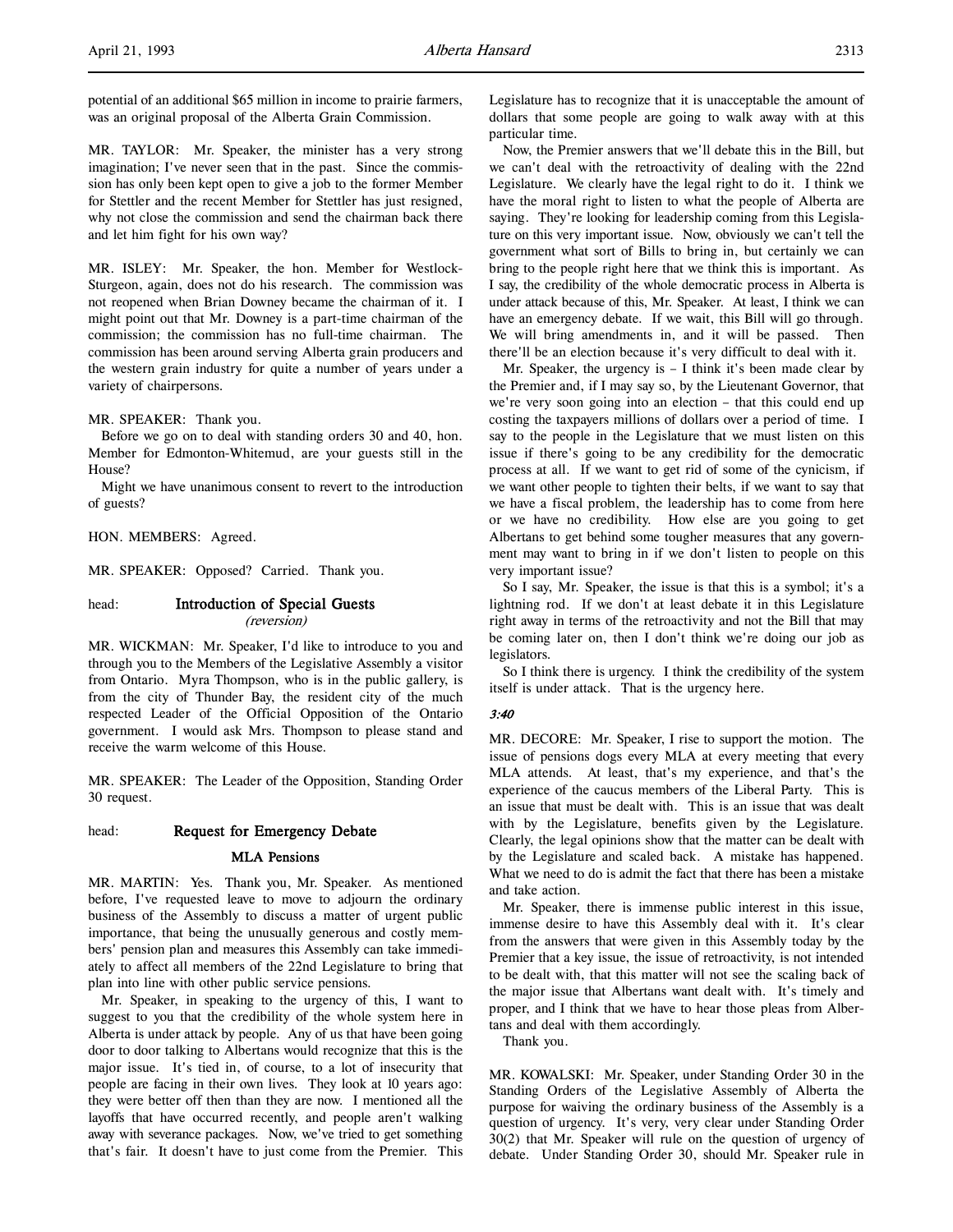potential of an additional $65 million in income to prairie farmers, was an original proposal of the Alberta Grain Commission.

MR. TAYLOR: Mr. Speaker, the minister has a very strong imagination; I've never seen that in the past. Since the commission has only been kept open to give a job to the former Member for Stettler and the recent Member for Stettler has just resigned, why not close the commission and send the chairman back there and let him fight for his own way?

MR. ISLEY: Mr. Speaker, the hon. Member for Westlock-Sturgeon, again, does not do his research. The commission was not reopened when Brian Downey became the chairman of it. I might point out that Mr. Downey is a part-time chairman of the commission; the commission has no full-time chairman. The commission has been around serving Alberta grain producers and the western grain industry for quite a number of years under a variety of chairpersons.

MR. SPEAKER: Thank you.

Before we go on to deal with standing orders 30 and 40, hon. Member for Edmonton-Whitemud, are your guests still in the House?

Might we have unanimous consent to revert to the introduction of guests?

HON. MEMBERS: Agreed.

MR. SPEAKER: Opposed? Carried. Thank you.

head: **Introduction of Special Guests**
*(reversion)*

MR. WICKMAN: Mr. Speaker, I'd like to introduce to you and through you to the Members of the Legislative Assembly a visitor from Ontario. Myra Thompson, who is in the public gallery, is from the city of Thunder Bay, the resident city of the much respected Leader of the Official Opposition of the Ontario government. I would ask Mrs. Thompson to please stand and receive the warm welcome of this House.

MR. SPEAKER: The Leader of the Opposition, Standing Order 30 request.

head: **Request for Emergency Debate**

**MLA Pensions**

MR. MARTIN: Yes. Thank you, Mr. Speaker. As mentioned before, I've requested leave to move to adjourn the ordinary business of the Assembly to discuss a matter of urgent public importance, that being the unusually generous and costly members' pension plan and measures this Assembly can take immediately to affect all members of the 22nd Legislature to bring that plan into line with other public service pensions.

Mr. Speaker, in speaking to the urgency of this, I want to suggest to you that the credibility of the whole system here in Alberta is under attack by people. Any of us that have been going door to door talking to Albertans would recognize that this is the major issue. It's tied in, of course, to a lot of insecurity that people are facing in their own lives. They look at 10 years ago: they were better off then than they are now. I mentioned all the layoffs that have occurred recently, and people aren't walking away with severance packages. Now, we've tried to get something that's fair. It doesn't have to just come from the Premier. This Legislature has to recognize that it is unacceptable the amount of dollars that some people are going to walk away with at this particular time.

Now, the Premier answers that we'll debate this in the Bill, but we can't deal with the retroactivity of dealing with the 22nd Legislature. We clearly have the legal right to do it. I think we have the moral right to listen to what the people of Alberta are saying. They're looking for leadership coming from this Legislature on this very important issue. Now, obviously we can't tell the government what sort of Bills to bring in, but certainly we can bring to the people right here that we think this is important. As I say, the credibility of the whole democratic process in Alberta is under attack because of this, Mr. Speaker. At least, I think we can have an emergency debate. If we wait, this Bill will go through. We will bring amendments in, and it will be passed. Then there'll be an election because it's very difficult to deal with it.

Mr. Speaker, the urgency is – I think it's been made clear by the Premier and, if I may say so, by the Lieutenant Governor, that we're very soon going into an election – that this could end up costing the taxpayers millions of dollars over a period of time. I say to the people in the Legislature that we must listen on this issue if there's going to be any credibility for the democratic process at all. If we want to get rid of some of the cynicism, if we want other people to tighten their belts, if we want to say that we have a fiscal problem, the leadership has to come from here or we have no credibility. How else are you going to get Albertans to get behind some tougher measures that any government may want to bring in if we don't listen to people on this very important issue?

So I say, Mr. Speaker, the issue is that this is a symbol; it's a lightning rod. If we don't at least debate it in this Legislature right away in terms of the retroactivity and not the Bill that may be coming later on, then I don't think we're doing our job as legislators.

So I think there is urgency. I think the credibility of the system itself is under attack. That is the urgency here.

*3:40*

MR. DECORE: Mr. Speaker, I rise to support the motion. The issue of pensions dogs every MLA at every meeting that every MLA attends. At least, that's my experience, and that's the experience of the caucus members of the Liberal Party. This is an issue that must be dealt with. This is an issue that was dealt with by the Legislature, benefits given by the Legislature. Clearly, the legal opinions show that the matter can be dealt with by the Legislature and scaled back. A mistake has happened. What we need to do is admit the fact that there has been a mistake and take action.

Mr. Speaker, there is immense public interest in this issue, immense desire to have this Assembly deal with it. It's clear from the answers that were given in this Assembly today by the Premier that a key issue, the issue of retroactivity, is not intended to be dealt with, that this matter will not see the scaling back of the major issue that Albertans want dealt with. It's timely and proper, and I think that we have to hear those pleas from Albertans and deal with them accordingly.

Thank you.

MR. KOWALSKI: Mr. Speaker, under Standing Order 30 in the Standing Orders of the Legislative Assembly of Alberta the purpose for waiving the ordinary business of the Assembly is a question of urgency. It's very, very clear under Standing Order 30(2) that Mr. Speaker will rule on the question of urgency of debate. Under Standing Order 30, should Mr. Speaker rule in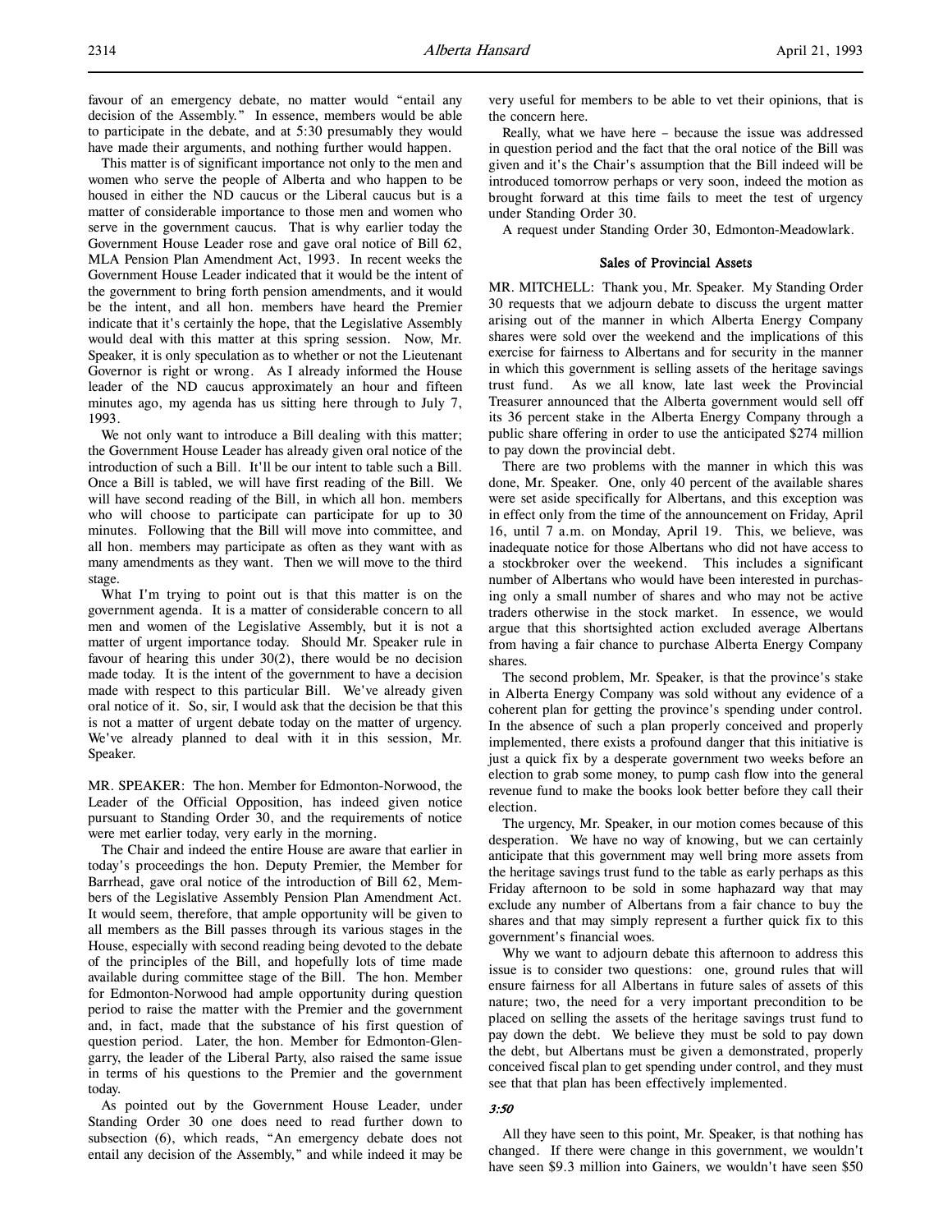favour of an emergency debate, no matter would "entail any decision of the Assembly." In essence, members would be able to participate in the debate, and at 5:30 presumably they would have made their arguments, and nothing further would happen.

This matter is of significant importance not only to the men and women who serve the people of Alberta and who happen to be housed in either the ND caucus or the Liberal caucus but is a matter of considerable importance to those men and women who serve in the government caucus. That is why earlier today the Government House Leader rose and gave oral notice of Bill 62, MLA Pension Plan Amendment Act, 1993. In recent weeks the Government House Leader indicated that it would be the intent of the government to bring forth pension amendments, and it would be the intent, and all hon. members have heard the Premier indicate that it's certainly the hope, that the Legislative Assembly would deal with this matter at this spring session. Now, Mr. Speaker, it is only speculation as to whether or not the Lieutenant Governor is right or wrong. As I already informed the House leader of the ND caucus approximately an hour and fifteen minutes ago, my agenda has us sitting here through to July 7, 1993.

We not only want to introduce a Bill dealing with this matter; the Government House Leader has already given oral notice of the introduction of such a Bill. It'll be our intent to table such a Bill. Once a Bill is tabled, we will have first reading of the Bill. We will have second reading of the Bill, in which all hon. members who will choose to participate can participate for up to 30 minutes. Following that the Bill will move into committee, and all hon. members may participate as often as they want with as many amendments as they want. Then we will move to the third stage.

What I'm trying to point out is that this matter is on the government agenda. It is a matter of considerable concern to all men and women of the Legislative Assembly, but it is not a matter of urgent importance today. Should Mr. Speaker rule in favour of hearing this under 30(2), there would be no decision made today. It is the intent of the government to have a decision made with respect to this particular Bill. We've already given oral notice of it. So, sir, I would ask that the decision be that this is not a matter of urgent debate today on the matter of urgency. We've already planned to deal with it in this session, Mr. Speaker.

MR. SPEAKER: The hon. Member for Edmonton-Norwood, the Leader of the Official Opposition, has indeed given notice pursuant to Standing Order 30, and the requirements of notice were met earlier today, very early in the morning.

The Chair and indeed the entire House are aware that earlier in today's proceedings the hon. Deputy Premier, the Member for Barrhead, gave oral notice of the introduction of Bill 62, Members of the Legislative Assembly Pension Plan Amendment Act. It would seem, therefore, that ample opportunity will be given to all members as the Bill passes through its various stages in the House, especially with second reading being devoted to the debate of the principles of the Bill, and hopefully lots of time made available during committee stage of the Bill. The hon. Member for Edmonton-Norwood had ample opportunity during question period to raise the matter with the Premier and the government and, in fact, made that the substance of his first question of question period. Later, the hon. Member for Edmonton-Glengarry, the leader of the Liberal Party, also raised the same issue in terms of his questions to the Premier and the government today.

As pointed out by the Government House Leader, under Standing Order 30 one does need to read further down to subsection (6), which reads, "An emergency debate does not entail any decision of the Assembly," and while indeed it may be very useful for members to be able to vet their opinions, that is the concern here.

Really, what we have here – because the issue was addressed in question period and the fact that the oral notice of the Bill was given and it's the Chair's assumption that the Bill indeed will be introduced tomorrow perhaps or very soon, indeed the motion as brought forward at this time fails to meet the test of urgency under Standing Order 30.

A request under Standing Order 30, Edmonton-Meadowlark.

### Sales of Provincial Assets

MR. MITCHELL: Thank you, Mr. Speaker. My Standing Order 30 requests that we adjourn debate to discuss the urgent matter arising out of the manner in which Alberta Energy Company shares were sold over the weekend and the implications of this exercise for fairness to Albertans and for security in the manner in which this government is selling assets of the heritage savings trust fund. As we all know, late last week the Provincial Treasurer announced that the Alberta government would sell off its 36 percent stake in the Alberta Energy Company through a public share offering in order to use the anticipated $274 million to pay down the provincial debt.

There are two problems with the manner in which this was done, Mr. Speaker. One, only 40 percent of the available shares were set aside specifically for Albertans, and this exception was in effect only from the time of the announcement on Friday, April 16, until 7 a.m. on Monday, April 19. This, we believe, was inadequate notice for those Albertans who did not have access to a stockbroker over the weekend. This includes a significant number of Albertans who would have been interested in purchasing only a small number of shares and who may not be active traders otherwise in the stock market. In essence, we would argue that this shortsighted action excluded average Albertans from having a fair chance to purchase Alberta Energy Company shares.

The second problem, Mr. Speaker, is that the province's stake in Alberta Energy Company was sold without any evidence of a coherent plan for getting the province's spending under control. In the absence of such a plan properly conceived and properly implemented, there exists a profound danger that this initiative is just a quick fix by a desperate government two weeks before an election to grab some money, to pump cash flow into the general revenue fund to make the books look better before they call their election.

The urgency, Mr. Speaker, in our motion comes because of this desperation. We have no way of knowing, but we can certainly anticipate that this government may well bring more assets from the heritage savings trust fund to the table as early perhaps as this Friday afternoon to be sold in some haphazard way that may exclude any number of Albertans from a fair chance to buy the shares and that may simply represent a further quick fix to this government's financial woes.

Why we want to adjourn debate this afternoon to address this issue is to consider two questions: one, ground rules that will ensure fairness for all Albertans in future sales of assets of this nature; two, the need for a very important precondition to be placed on selling the assets of the heritage savings trust fund to pay down the debt. We believe they must be sold to pay down the debt, but Albertans must be given a demonstrated, properly conceived fiscal plan to get spending under control, and they must see that that plan has been effectively implemented.

*3:50*

All they have seen to this point, Mr. Speaker, is that nothing has changed. If there were change in this government, we wouldn't have seen $9.3 million into Gainers, we wouldn't have seen $50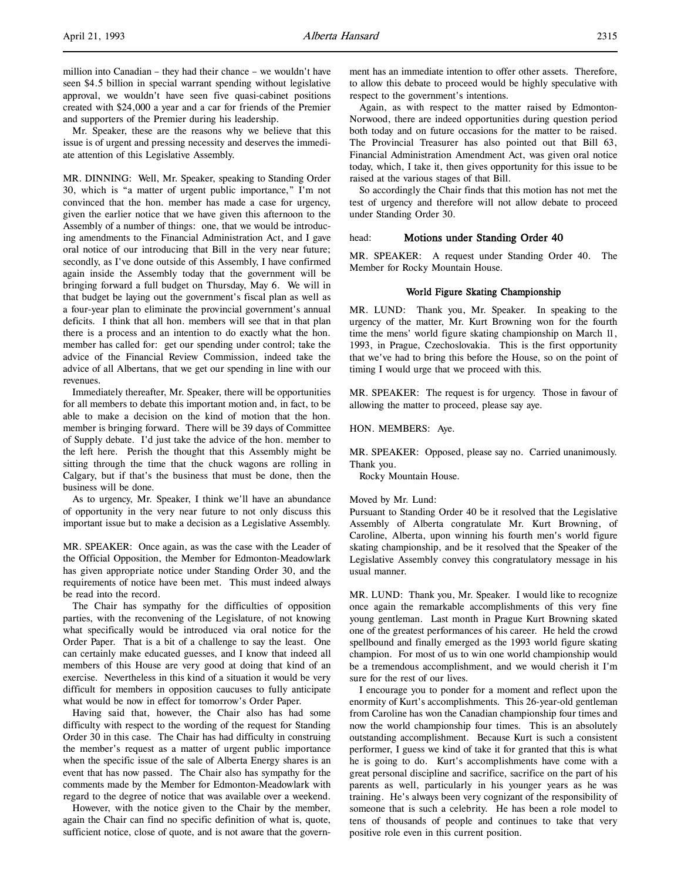million into Canadian – they had their chance – we wouldn't have seen $4.5 billion in special warrant spending without legislative approval, we wouldn't have seen five quasi-cabinet positions created with $24,000 a year and a car for friends of the Premier and supporters of the Premier during his leadership.

Mr. Speaker, these are the reasons why we believe that this issue is of urgent and pressing necessity and deserves the immediate attention of this Legislative Assembly.

MR. DINNING: Well, Mr. Speaker, speaking to Standing Order 30, which is "a matter of urgent public importance," I'm not convinced that the hon. member has made a case for urgency, given the earlier notice that we have given this afternoon to the Assembly of a number of things: one, that we would be introducing amendments to the Financial Administration Act, and I gave oral notice of our introducing that Bill in the very near future; secondly, as I've done outside of this Assembly, I have confirmed again inside the Assembly today that the government will be bringing forward a full budget on Thursday, May 6. We will in that budget be laying out the government's fiscal plan as well as a four-year plan to eliminate the provincial government's annual deficits. I think that all hon. members will see that in that plan there is a process and an intention to do exactly what the hon. member has called for: get our spending under control; take the advice of the Financial Review Commission, indeed take the advice of all Albertans, that we get our spending in line with our revenues.

Immediately thereafter, Mr. Speaker, there will be opportunities for all members to debate this important motion and, in fact, to be able to make a decision on the kind of motion that the hon. member is bringing forward. There will be 39 days of Committee of Supply debate. I'd just take the advice of the hon. member to the left here. Perish the thought that this Assembly might be sitting through the time that the chuck wagons are rolling in Calgary, but if that's the business that must be done, then the business will be done.

As to urgency, Mr. Speaker, I think we'll have an abundance of opportunity in the very near future to not only discuss this important issue but to make a decision as a Legislative Assembly.

MR. SPEAKER: Once again, as was the case with the Leader of the Official Opposition, the Member for Edmonton-Meadowlark has given appropriate notice under Standing Order 30, and the requirements of notice have been met. This must indeed always be read into the record.

The Chair has sympathy for the difficulties of opposition parties, with the reconvening of the Legislature, of not knowing what specifically would be introduced via oral notice for the Order Paper. That is a bit of a challenge to say the least. One can certainly make educated guesses, and I know that indeed all members of this House are very good at doing that kind of an exercise. Nevertheless in this kind of a situation it would be very difficult for members in opposition caucuses to fully anticipate what would be now in effect for tomorrow's Order Paper.

Having said that, however, the Chair also has had some difficulty with respect to the wording of the request for Standing Order 30 in this case. The Chair has had difficulty in construing the member's request as a matter of urgent public importance when the specific issue of the sale of Alberta Energy shares is an event that has now passed. The Chair also has sympathy for the comments made by the Member for Edmonton-Meadowlark with regard to the degree of notice that was available over a weekend.

However, with the notice given to the Chair by the member, again the Chair can find no specific definition of what is, quote, sufficient notice, close of quote, and is not aware that the government has an immediate intention to offer other assets. Therefore, to allow this debate to proceed would be highly speculative with respect to the government's intentions.

Again, as with respect to the matter raised by Edmonton-Norwood, there are indeed opportunities during question period both today and on future occasions for the matter to be raised. The Provincial Treasurer has also pointed out that Bill 63, Financial Administration Amendment Act, was given oral notice today, which, I take it, then gives opportunity for this issue to be raised at the various stages of that Bill.

So accordingly the Chair finds that this motion has not met the test of urgency and therefore will not allow debate to proceed under Standing Order 30.

head: **Motions under Standing Order 40**

MR. SPEAKER: A request under Standing Order 40. The Member for Rocky Mountain House.

### World Figure Skating Championship

MR. LUND: Thank you, Mr. Speaker. In speaking to the urgency of the matter, Mr. Kurt Browning won for the fourth time the mens' world figure skating championship on March 11, 1993, in Prague, Czechoslovakia. This is the first opportunity that we've had to bring this before the House, so on the point of timing I would urge that we proceed with this.

MR. SPEAKER: The request is for urgency. Those in favour of allowing the matter to proceed, please say aye.

HON. MEMBERS: Aye.

MR. SPEAKER: Opposed, please say no. Carried unanimously. Thank you.

Rocky Mountain House.

Moved by Mr. Lund:
Pursuant to Standing Order 40 be it resolved that the Legislative Assembly of Alberta congratulate Mr. Kurt Browning, of Caroline, Alberta, upon winning his fourth men's world figure skating championship, and be it resolved that the Speaker of the Legislative Assembly convey this congratulatory message in his usual manner.

MR. LUND: Thank you, Mr. Speaker. I would like to recognize once again the remarkable accomplishments of this very fine young gentleman. Last month in Prague Kurt Browning skated one of the greatest performances of his career. He held the crowd spellbound and finally emerged as the 1993 world figure skating champion. For most of us to win one world championship would be a tremendous accomplishment, and we would cherish it I'm sure for the rest of our lives.

I encourage you to ponder for a moment and reflect upon the enormity of Kurt's accomplishments. This 26-year-old gentleman from Caroline has won the Canadian championship four times and now the world championship four times. This is an absolutely outstanding accomplishment. Because Kurt is such a consistent performer, I guess we kind of take it for granted that this is what he is going to do. Kurt's accomplishments have come with a great personal discipline and sacrifice, sacrifice on the part of his parents as well, particularly in his younger years as he was training. He's always been very cognizant of the responsibility of someone that is such a celebrity. He has been a role model to tens of thousands of people and continues to take that very positive role even in this current position.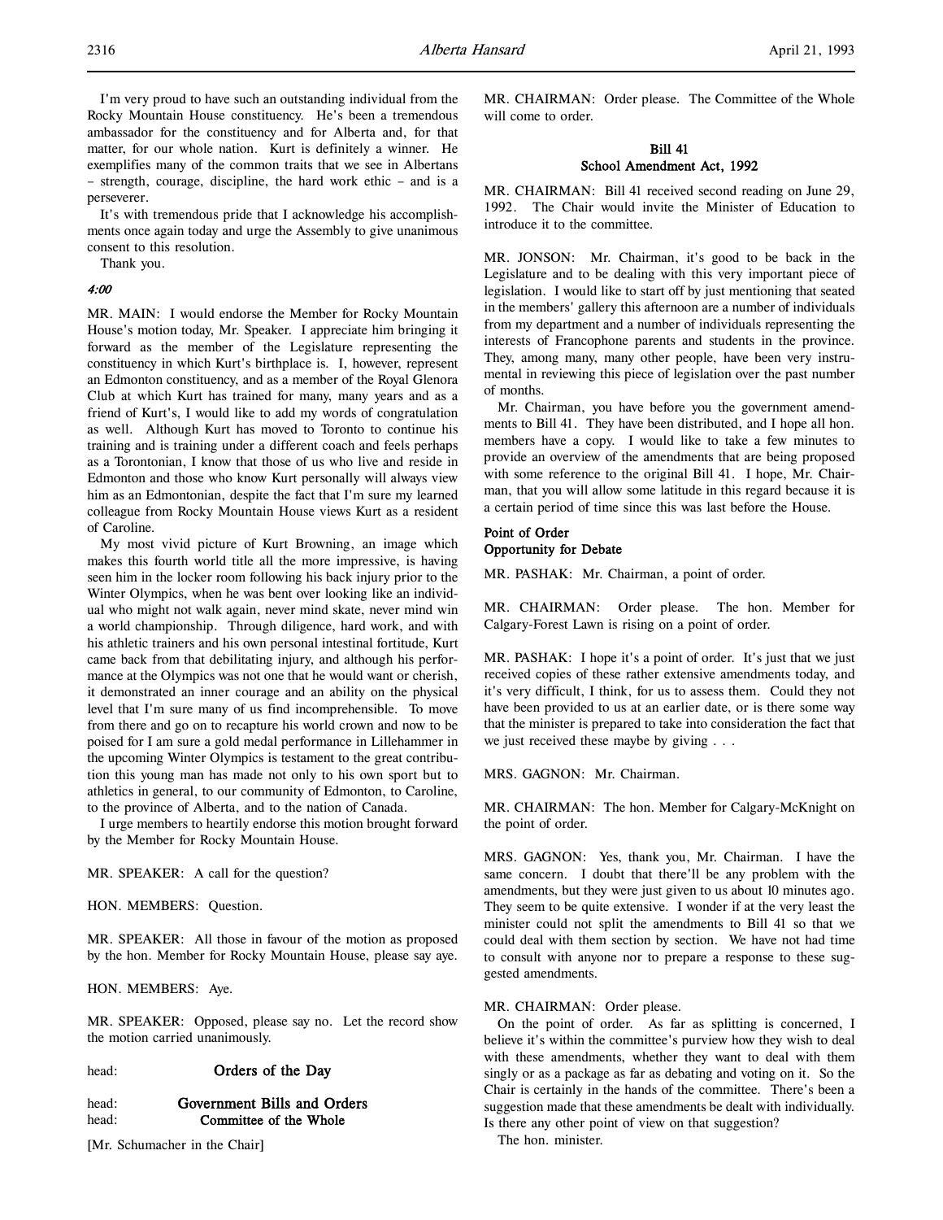I'm very proud to have such an outstanding individual from the Rocky Mountain House constituency. He's been a tremendous ambassador for the constituency and for Alberta and, for that matter, for our whole nation. Kurt is definitely a winner. He exemplifies many of the common traits that we see in Albertans – strength, courage, discipline, the hard work ethic – and is a perseverer.

It's with tremendous pride that I acknowledge his accomplishments once again today and urge the Assembly to give unanimous consent to this resolution.

Thank you.

*4:00*

MR. MAIN: I would endorse the Member for Rocky Mountain House's motion today, Mr. Speaker. I appreciate him bringing it forward as the member of the Legislature representing the constituency in which Kurt's birthplace is. I, however, represent an Edmonton constituency, and as a member of the Royal Glenora Club at which Kurt has trained for many, many years and as a friend of Kurt's, I would like to add my words of congratulation as well. Although Kurt has moved to Toronto to continue his training and is training under a different coach and feels perhaps as a Torontonian, I know that those of us who live and reside in Edmonton and those who know Kurt personally will always view him as an Edmontonian, despite the fact that I'm sure my learned colleague from Rocky Mountain House views Kurt as a resident of Caroline.

My most vivid picture of Kurt Browning, an image which makes this fourth world title all the more impressive, is having seen him in the locker room following his back injury prior to the Winter Olympics, when he was bent over looking like an individual who might not walk again, never mind skate, never mind win a world championship. Through diligence, hard work, and with his athletic trainers and his own personal intestinal fortitude, Kurt came back from that debilitating injury, and although his performance at the Olympics was not one that he would want or cherish, it demonstrated an inner courage and an ability on the physical level that I'm sure many of us find incomprehensible. To move from there and go on to recapture his world crown and now to be poised for I am sure a gold medal performance in Lillehammer in the upcoming Winter Olympics is testament to the great contribution this young man has made not only to his own sport but to athletics in general, to our community of Edmonton, to Caroline, to the province of Alberta, and to the nation of Canada.

I urge members to heartily endorse this motion brought forward by the Member for Rocky Mountain House.

MR. SPEAKER: A call for the question?

HON. MEMBERS: Question.

MR. SPEAKER: All those in favour of the motion as proposed by the hon. Member for Rocky Mountain House, please say aye.

HON. MEMBERS: Aye.

MR. SPEAKER: Opposed, please say no. Let the record show the motion carried unanimously.

head: **Orders of the Day**

head: **Government Bills and Orders**
head: **Committee of the Whole**

[Mr. Schumacher in the Chair]

MR. CHAIRMAN: Order please. The Committee of the Whole will come to order.

**Bill 41**
**School Amendment Act, 1992**

MR. CHAIRMAN: Bill 41 received second reading on June 29, 1992. The Chair would invite the Minister of Education to introduce it to the committee.

MR. JONSON: Mr. Chairman, it's good to be back in the Legislature and to be dealing with this very important piece of legislation. I would like to start off by just mentioning that seated in the members' gallery this afternoon are a number of individuals from my department and a number of individuals representing the interests of Francophone parents and students in the province. They, among many, many other people, have been very instrumental in reviewing this piece of legislation over the past number of months.

Mr. Chairman, you have before you the government amendments to Bill 41. They have been distributed, and I hope all hon. members have a copy. I would like to take a few minutes to provide an overview of the amendments that are being proposed with some reference to the original Bill 41. I hope, Mr. Chairman, that you will allow some latitude in this regard because it is a certain period of time since this was last before the House.

**Point of Order**
**Opportunity for Debate**

MR. PASHAK: Mr. Chairman, a point of order.

MR. CHAIRMAN: Order please. The hon. Member for Calgary-Forest Lawn is rising on a point of order.

MR. PASHAK: I hope it's a point of order. It's just that we just received copies of these rather extensive amendments today, and it's very difficult, I think, for us to assess them. Could they not have been provided to us at an earlier date, or is there some way that the minister is prepared to take into consideration the fact that we just received these maybe by giving . . .

MRS. GAGNON: Mr. Chairman.

MR. CHAIRMAN: The hon. Member for Calgary-McKnight on the point of order.

MRS. GAGNON: Yes, thank you, Mr. Chairman. I have the same concern. I doubt that there'll be any problem with the amendments, but they were just given to us about 10 minutes ago. They seem to be quite extensive. I wonder if at the very least the minister could not split the amendments to Bill 41 so that we could deal with them section by section. We have not had time to consult with anyone nor to prepare a response to these suggested amendments.

MR. CHAIRMAN: Order please.

On the point of order. As far as splitting is concerned, I believe it's within the committee's purview how they wish to deal with these amendments, whether they want to deal with them singly or as a package as far as debating and voting on it. So the Chair is certainly in the hands of the committee. There's been a suggestion made that these amendments be dealt with individually. Is there any other point of view on that suggestion?

The hon. minister.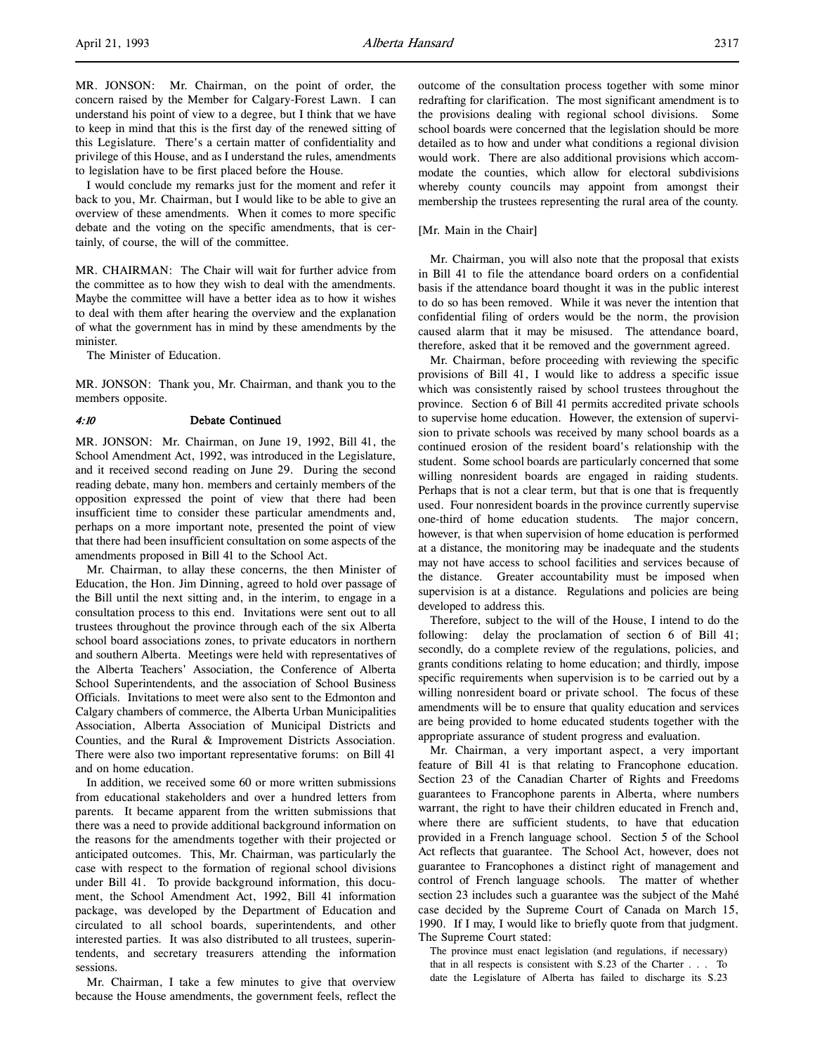MR. JONSON: Mr. Chairman, on the point of order, the concern raised by the Member for Calgary-Forest Lawn. I can understand his point of view to a degree, but I think that we have to keep in mind that this is the first day of the renewed sitting of this Legislature. There's a certain matter of confidentiality and privilege of this House, and as I understand the rules, amendments to legislation have to be first placed before the House.

I would conclude my remarks just for the moment and refer it back to you, Mr. Chairman, but I would like to be able to give an overview of these amendments. When it comes to more specific debate and the voting on the specific amendments, that is certainly, of course, the will of the committee.

MR. CHAIRMAN: The Chair will wait for further advice from the committee as to how they wish to deal with the amendments. Maybe the committee will have a better idea as to how it wishes to deal with them after hearing the overview and the explanation of what the government has in mind by these amendments by the minister.

The Minister of Education.

MR. JONSON: Thank you, Mr. Chairman, and thank you to the members opposite.

*4:10* **Debate Continued**

MR. JONSON: Mr. Chairman, on June 19, 1992, Bill 41, the School Amendment Act, 1992, was introduced in the Legislature, and it received second reading on June 29. During the second reading debate, many hon. members and certainly members of the opposition expressed the point of view that there had been insufficient time to consider these particular amendments and, perhaps on a more important note, presented the point of view that there had been insufficient consultation on some aspects of the amendments proposed in Bill 41 to the School Act.

Mr. Chairman, to allay these concerns, the then Minister of Education, the Hon. Jim Dinning, agreed to hold over passage of the Bill until the next sitting and, in the interim, to engage in a consultation process to this end. Invitations were sent out to all trustees throughout the province through each of the six Alberta school board associations zones, to private educators in northern and southern Alberta. Meetings were held with representatives of the Alberta Teachers' Association, the Conference of Alberta School Superintendents, and the association of School Business Officials. Invitations to meet were also sent to the Edmonton and Calgary chambers of commerce, the Alberta Urban Municipalities Association, Alberta Association of Municipal Districts and Counties, and the Rural & Improvement Districts Association. There were also two important representative forums: on Bill 41 and on home education.

In addition, we received some 60 or more written submissions from educational stakeholders and over a hundred letters from parents. It became apparent from the written submissions that there was a need to provide additional background information on the reasons for the amendments together with their projected or anticipated outcomes. This, Mr. Chairman, was particularly the case with respect to the formation of regional school divisions under Bill 41. To provide background information, this document, the School Amendment Act, 1992, Bill 41 information package, was developed by the Department of Education and circulated to all school boards, superintendents, and other interested parties. It was also distributed to all trustees, superintendents, and secretary treasurers attending the information sessions.

Mr. Chairman, I take a few minutes to give that overview because the House amendments, the government feels, reflect the outcome of the consultation process together with some minor redrafting for clarification. The most significant amendment is to the provisions dealing with regional school divisions. Some school boards were concerned that the legislation should be more detailed as to how and under what conditions a regional division would work. There are also additional provisions which accommodate the counties, which allow for electoral subdivisions whereby county councils may appoint from amongst their membership the trustees representing the rural area of the county.

[Mr. Main in the Chair]

Mr. Chairman, you will also note that the proposal that exists in Bill 41 to file the attendance board orders on a confidential basis if the attendance board thought it was in the public interest to do so has been removed. While it was never the intention that confidential filing of orders would be the norm, the provision caused alarm that it may be misused. The attendance board, therefore, asked that it be removed and the government agreed.

Mr. Chairman, before proceeding with reviewing the specific provisions of Bill 41, I would like to address a specific issue which was consistently raised by school trustees throughout the province. Section 6 of Bill 41 permits accredited private schools to supervise home education. However, the extension of supervision to private schools was received by many school boards as a continued erosion of the resident board's relationship with the student. Some school boards are particularly concerned that some willing nonresident boards are engaged in raiding students. Perhaps that is not a clear term, but that is one that is frequently used. Four nonresident boards in the province currently supervise one-third of home education students. The major concern, however, is that when supervision of home education is performed at a distance, the monitoring may be inadequate and the students may not have access to school facilities and services because of the distance. Greater accountability must be imposed when supervision is at a distance. Regulations and policies are being developed to address this.

Therefore, subject to the will of the House, I intend to do the following: delay the proclamation of section 6 of Bill 41; secondly, do a complete review of the regulations, policies, and grants conditions relating to home education; and thirdly, impose specific requirements when supervision is to be carried out by a willing nonresident board or private school. The focus of these amendments will be to ensure that quality education and services are being provided to home educated students together with the appropriate assurance of student progress and evaluation.

Mr. Chairman, a very important aspect, a very important feature of Bill 41 is that relating to Francophone education. Section 23 of the Canadian Charter of Rights and Freedoms guarantees to Francophone parents in Alberta, where numbers warrant, the right to have their children educated in French and, where there are sufficient students, to have that education provided in a French language school. Section 5 of the School Act reflects that guarantee. The School Act, however, does not guarantee to Francophones a distinct right of management and control of French language schools. The matter of whether section 23 includes such a guarantee was the subject of the Mahé case decided by the Supreme Court of Canada on March 15, 1990. If I may, I would like to briefly quote from that judgment. The Supreme Court stated:

> The province must enact legislation (and regulations, if necessary) that in all respects is consistent with S.23 of the Charter . . . To date the Legislature of Alberta has failed to discharge its S.23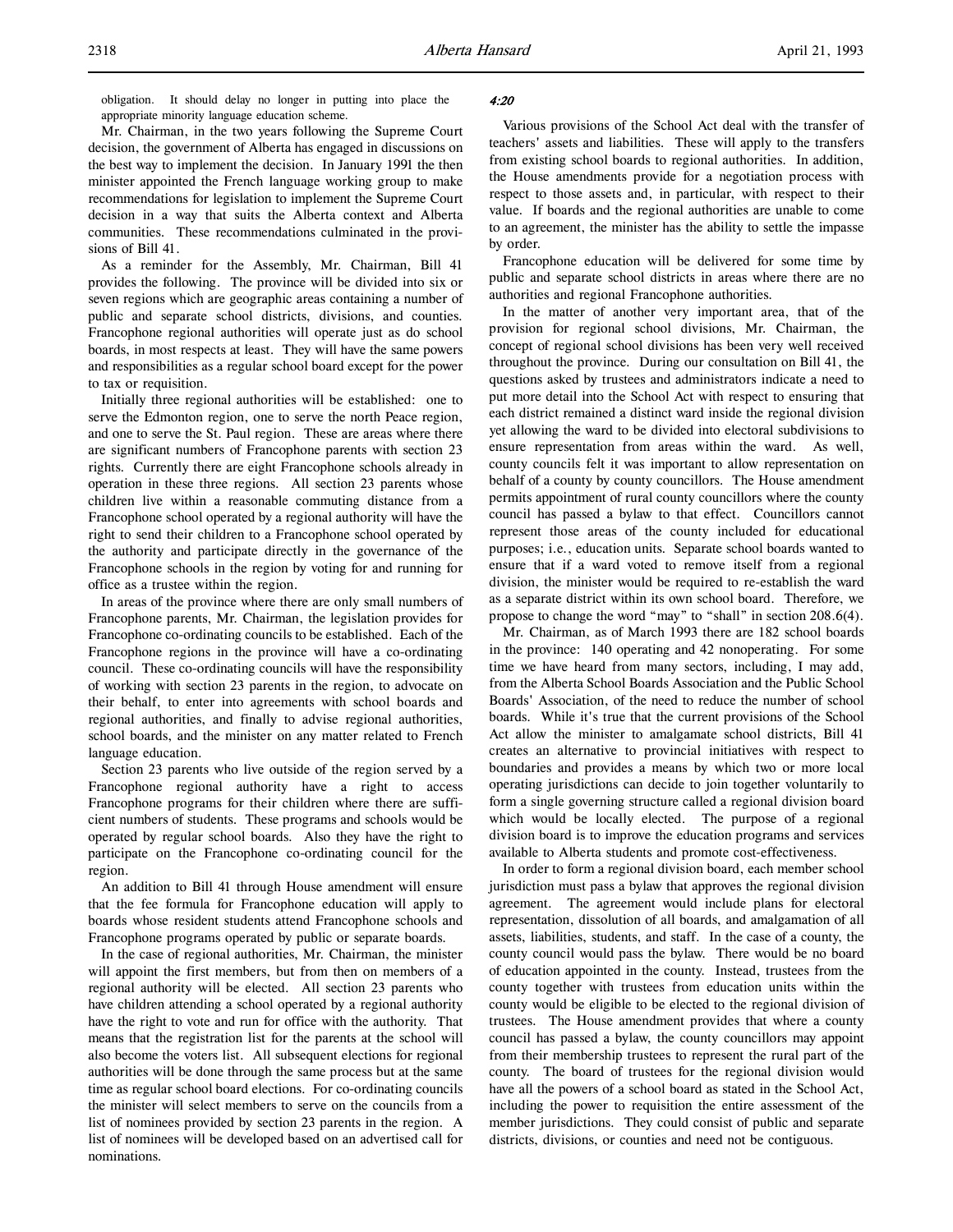obligation. It should delay no longer in putting into place the appropriate minority language education scheme.

Mr. Chairman, in the two years following the Supreme Court decision, the government of Alberta has engaged in discussions on the best way to implement the decision. In January 1991 the then minister appointed the French language working group to make recommendations for legislation to implement the Supreme Court decision in a way that suits the Alberta context and Alberta communities. These recommendations culminated in the provisions of Bill 41.

As a reminder for the Assembly, Mr. Chairman, Bill 41 provides the following. The province will be divided into six or seven regions which are geographic areas containing a number of public and separate school districts, divisions, and counties. Francophone regional authorities will operate just as do school boards, in most respects at least. They will have the same powers and responsibilities as a regular school board except for the power to tax or requisition.

Initially three regional authorities will be established: one to serve the Edmonton region, one to serve the north Peace region, and one to serve the St. Paul region. These are areas where there are significant numbers of Francophone parents with section 23 rights. Currently there are eight Francophone schools already in operation in these three regions. All section 23 parents whose children live within a reasonable commuting distance from a Francophone school operated by a regional authority will have the right to send their children to a Francophone school operated by the authority and participate directly in the governance of the Francophone schools in the region by voting for and running for office as a trustee within the region.

In areas of the province where there are only small numbers of Francophone parents, Mr. Chairman, the legislation provides for Francophone co-ordinating councils to be established. Each of the Francophone regions in the province will have a co-ordinating council. These co-ordinating councils will have the responsibility of working with section 23 parents in the region, to advocate on their behalf, to enter into agreements with school boards and regional authorities, and finally to advise regional authorities, school boards, and the minister on any matter related to French language education.

Section 23 parents who live outside of the region served by a Francophone regional authority have a right to access Francophone programs for their children where there are sufficient numbers of students. These programs and schools would be operated by regular school boards. Also they have the right to participate on the Francophone co-ordinating council for the region.

An addition to Bill 41 through House amendment will ensure that the fee formula for Francophone education will apply to boards whose resident students attend Francophone schools and Francophone programs operated by public or separate boards.

In the case of regional authorities, Mr. Chairman, the minister will appoint the first members, but from then on members of a regional authority will be elected. All section 23 parents who have children attending a school operated by a regional authority have the right to vote and run for office with the authority. That means that the registration list for the parents at the school will also become the voters list. All subsequent elections for regional authorities will be done through the same process but at the same time as regular school board elections. For co-ordinating councils the minister will select members to serve on the councils from a list of nominees provided by section 23 parents in the region. A list of nominees will be developed based on an advertised call for nominations.

*4:20*

Various provisions of the School Act deal with the transfer of teachers' assets and liabilities. These will apply to the transfers from existing school boards to regional authorities. In addition, the House amendments provide for a negotiation process with respect to those assets and, in particular, with respect to their value. If boards and the regional authorities are unable to come to an agreement, the minister has the ability to settle the impasse by order.

Francophone education will be delivered for some time by public and separate school districts in areas where there are no authorities and regional Francophone authorities.

In the matter of another very important area, that of the provision for regional school divisions, Mr. Chairman, the concept of regional school divisions has been very well received throughout the province. During our consultation on Bill 41, the questions asked by trustees and administrators indicate a need to put more detail into the School Act with respect to ensuring that each district remained a distinct ward inside the regional division yet allowing the ward to be divided into electoral subdivisions to ensure representation from areas within the ward. As well, county councils felt it was important to allow representation on behalf of a county by county councillors. The House amendment permits appointment of rural county councillors where the county council has passed a bylaw to that effect. Councillors cannot represent those areas of the county included for educational purposes; i.e., education units. Separate school boards wanted to ensure that if a ward voted to remove itself from a regional division, the minister would be required to re-establish the ward as a separate district within its own school board. Therefore, we propose to change the word "may" to "shall" in section 208.6(4).

Mr. Chairman, as of March 1993 there are 182 school boards in the province: 140 operating and 42 nonoperating. For some time we have heard from many sectors, including, I may add, from the Alberta School Boards Association and the Public School Boards' Association, of the need to reduce the number of school boards. While it's true that the current provisions of the School Act allow the minister to amalgamate school districts, Bill 41 creates an alternative to provincial initiatives with respect to boundaries and provides a means by which two or more local operating jurisdictions can decide to join together voluntarily to form a single governing structure called a regional division board which would be locally elected. The purpose of a regional division board is to improve the education programs and services available to Alberta students and promote cost-effectiveness.

In order to form a regional division board, each member school jurisdiction must pass a bylaw that approves the regional division agreement. The agreement would include plans for electoral representation, dissolution of all boards, and amalgamation of all assets, liabilities, students, and staff. In the case of a county, the county council would pass the bylaw. There would be no board of education appointed in the county. Instead, trustees from the county together with trustees from education units within the county would be eligible to be elected to the regional division of trustees. The House amendment provides that where a county council has passed a bylaw, the county councillors may appoint from their membership trustees to represent the rural part of the county. The board of trustees for the regional division would have all the powers of a school board as stated in the School Act, including the power to requisition the entire assessment of the member jurisdictions. They could consist of public and separate districts, divisions, or counties and need not be contiguous.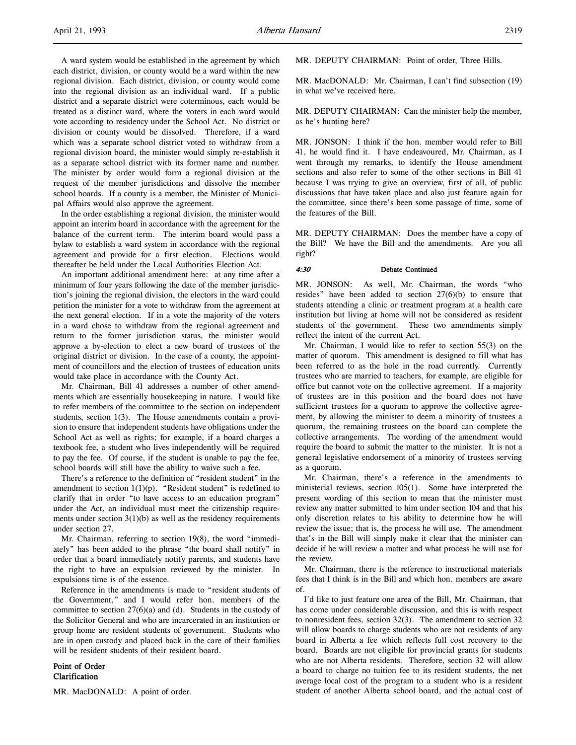A ward system would be established in the agreement by which each district, division, or county would be a ward within the new regional division. Each district, division, or county would come into the regional division as an individual ward. If a public district and a separate district were coterminous, each would be treated as a distinct ward, where the voters in each ward would vote according to residency under the School Act. No district or division or county would be dissolved. Therefore, if a ward which was a separate school district voted to withdraw from a regional division board, the minister would simply re-establish it as a separate school district with its former name and number. The minister by order would form a regional division at the request of the member jurisdictions and dissolve the member school boards. If a county is a member, the Minister of Municipal Affairs would also approve the agreement.

In the order establishing a regional division, the minister would appoint an interim board in accordance with the agreement for the balance of the current term. The interim board would pass a bylaw to establish a ward system in accordance with the regional agreement and provide for a first election. Elections would thereafter be held under the Local Authorities Election Act.

An important additional amendment here: at any time after a minimum of four years following the date of the member jurisdiction's joining the regional division, the electors in the ward could petition the minister for a vote to withdraw from the agreement at the next general election. If in a vote the majority of the voters in a ward chose to withdraw from the regional agreement and return to the former jurisdiction status, the minister would approve a by-election to elect a new board of trustees of the original district or division. In the case of a county, the appointment of councillors and the election of trustees of education units would take place in accordance with the County Act.

Mr. Chairman, Bill 41 addresses a number of other amendments which are essentially housekeeping in nature. I would like to refer members of the committee to the section on independent students, section 1(3). The House amendments contain a provision to ensure that independent students have obligations under the School Act as well as rights; for example, if a board charges a textbook fee, a student who lives independently will be required to pay the fee. Of course, if the student is unable to pay the fee, school boards will still have the ability to waive such a fee.

There's a reference to the definition of "resident student" in the amendment to section 1(1)(p). "Resident student" is redefined to clarify that in order "to have access to an education program" under the Act, an individual must meet the citizenship requirements under section 3(1)(b) as well as the residency requirements under section 27.

Mr. Chairman, referring to section 19(8), the word "immediately" has been added to the phrase "the board shall notify" in order that a board immediately notify parents, and students have the right to have an expulsion reviewed by the minister. In expulsions time is of the essence.

Reference in the amendments is made to "resident students of the Government," and I would refer hon. members of the committee to section 27(6)(a) and (d). Students in the custody of the Solicitor General and who are incarcerated in an institution or group home are resident students of government. Students who are in open custody and placed back in the care of their families will be resident students of their resident board.

**Point of Order**
**Clarification**

MR. MacDONALD: A point of order.

MR. DEPUTY CHAIRMAN: Point of order, Three Hills.

MR. MacDONALD: Mr. Chairman, I can't find subsection (19) in what we've received here.

MR. DEPUTY CHAIRMAN: Can the minister help the member, as he's hunting here?

MR. JONSON: I think if the hon. member would refer to Bill 41, he would find it. I have endeavoured, Mr. Chairman, as I went through my remarks, to identify the House amendment sections and also refer to some of the other sections in Bill 41 because I was trying to give an overview, first of all, of public discussions that have taken place and also just feature again for the committee, since there's been some passage of time, some of the features of the Bill.

MR. DEPUTY CHAIRMAN: Does the member have a copy of the Bill? We have the Bill and the amendments. Are you all right?

*4:30* **Debate Continued**

MR. JONSON: As well, Mr. Chairman, the words "who resides" have been added to section 27(6)(b) to ensure that students attending a clinic or treatment program at a health care institution but living at home will not be considered as resident students of the government. These two amendments simply reflect the intent of the current Act.

Mr. Chairman, I would like to refer to section 55(3) on the matter of quorum. This amendment is designed to fill what has been referred to as the hole in the road currently. Currently trustees who are married to teachers, for example, are eligible for office but cannot vote on the collective agreement. If a majority of trustees are in this position and the board does not have sufficient trustees for a quorum to approve the collective agreement, by allowing the minister to deem a minority of trustees a quorum, the remaining trustees on the board can complete the collective arrangements. The wording of the amendment would require the board to submit the matter to the minister. It is not a general legislative endorsement of a minority of trustees serving as a quorum.

Mr. Chairman, there's a reference in the amendments to ministerial reviews, section 105(1). Some have interpreted the present wording of this section to mean that the minister must review any matter submitted to him under section 104 and that his only discretion relates to his ability to determine how he will review the issue; that is, the process he will use. The amendment that's in the Bill will simply make it clear that the minister can decide if he will review a matter and what process he will use for the review.

Mr. Chairman, there is the reference to instructional materials fees that I think is in the Bill and which hon. members are aware of.

I'd like to just feature one area of the Bill, Mr. Chairman, that has come under considerable discussion, and this is with respect to nonresident fees, section 32(3). The amendment to section 32 will allow boards to charge students who are not residents of any board in Alberta a fee which reflects full cost recovery to the board. Boards are not eligible for provincial grants for students who are not Alberta residents. Therefore, section 32 will allow a board to charge no tuition fee to its resident students, the net average local cost of the program to a student who is a resident student of another Alberta school board, and the actual cost of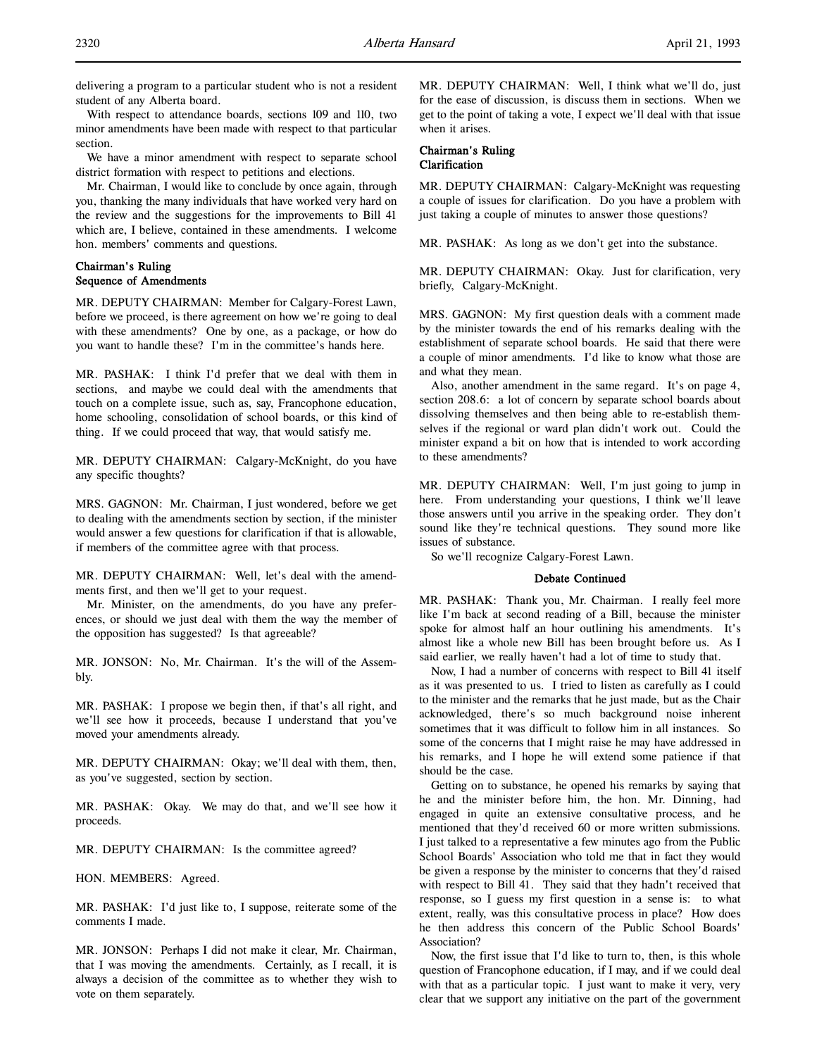delivering a program to a particular student who is not a resident student of any Alberta board.

With respect to attendance boards, sections 109 and 110, two minor amendments have been made with respect to that particular section.

We have a minor amendment with respect to separate school district formation with respect to petitions and elections.

Mr. Chairman, I would like to conclude by once again, through you, thanking the many individuals that have worked very hard on the review and the suggestions for the improvements to Bill 41 which are, I believe, contained in these amendments. I welcome hon. members' comments and questions.

### Chairman's Ruling
### Sequence of Amendments

MR. DEPUTY CHAIRMAN: Member for Calgary-Forest Lawn, before we proceed, is there agreement on how we're going to deal with these amendments? One by one, as a package, or how do you want to handle these? I'm in the committee's hands here.

MR. PASHAK: I think I'd prefer that we deal with them in sections, and maybe we could deal with the amendments that touch on a complete issue, such as, say, Francophone education, home schooling, consolidation of school boards, or this kind of thing. If we could proceed that way, that would satisfy me.

MR. DEPUTY CHAIRMAN: Calgary-McKnight, do you have any specific thoughts?

MRS. GAGNON: Mr. Chairman, I just wondered, before we get to dealing with the amendments section by section, if the minister would answer a few questions for clarification if that is allowable, if members of the committee agree with that process.

MR. DEPUTY CHAIRMAN: Well, let's deal with the amendments first, and then we'll get to your request.

Mr. Minister, on the amendments, do you have any preferences, or should we just deal with them the way the member of the opposition has suggested? Is that agreeable?

MR. JONSON: No, Mr. Chairman. It's the will of the Assembly.

MR. PASHAK: I propose we begin then, if that's all right, and we'll see how it proceeds, because I understand that you've moved your amendments already.

MR. DEPUTY CHAIRMAN: Okay; we'll deal with them, then, as you've suggested, section by section.

MR. PASHAK: Okay. We may do that, and we'll see how it proceeds.

MR. DEPUTY CHAIRMAN: Is the committee agreed?

HON. MEMBERS: Agreed.

MR. PASHAK: I'd just like to, I suppose, reiterate some of the comments I made.

MR. JONSON: Perhaps I did not make it clear, Mr. Chairman, that I was moving the amendments. Certainly, as I recall, it is always a decision of the committee as to whether they wish to vote on them separately.

MR. DEPUTY CHAIRMAN: Well, I think what we'll do, just for the ease of discussion, is discuss them in sections. When we get to the point of taking a vote, I expect we'll deal with that issue when it arises.

### Chairman's Ruling
### Clarification

MR. DEPUTY CHAIRMAN: Calgary-McKnight was requesting a couple of issues for clarification. Do you have a problem with just taking a couple of minutes to answer those questions?

MR. PASHAK: As long as we don't get into the substance.

MR. DEPUTY CHAIRMAN: Okay. Just for clarification, very briefly, Calgary-McKnight.

MRS. GAGNON: My first question deals with a comment made by the minister towards the end of his remarks dealing with the establishment of separate school boards. He said that there were a couple of minor amendments. I'd like to know what those are and what they mean.

Also, another amendment in the same regard. It's on page 4, section 208.6: a lot of concern by separate school boards about dissolving themselves and then being able to re-establish themselves if the regional or ward plan didn't work out. Could the minister expand a bit on how that is intended to work according to these amendments?

MR. DEPUTY CHAIRMAN: Well, I'm just going to jump in here. From understanding your questions, I think we'll leave those answers until you arrive in the speaking order. They don't sound like they're technical questions. They sound more like issues of substance.

So we'll recognize Calgary-Forest Lawn.

### Debate Continued

MR. PASHAK: Thank you, Mr. Chairman. I really feel more like I'm back at second reading of a Bill, because the minister spoke for almost half an hour outlining his amendments. It's almost like a whole new Bill has been brought before us. As I said earlier, we really haven't had a lot of time to study that.

Now, I had a number of concerns with respect to Bill 41 itself as it was presented to us. I tried to listen as carefully as I could to the minister and the remarks that he just made, but as the Chair acknowledged, there's so much background noise inherent sometimes that it was difficult to follow him in all instances. So some of the concerns that I might raise he may have addressed in his remarks, and I hope he will extend some patience if that should be the case.

Getting on to substance, he opened his remarks by saying that he and the minister before him, the hon. Mr. Dinning, had engaged in quite an extensive consultative process, and he mentioned that they'd received 60 or more written submissions. I just talked to a representative a few minutes ago from the Public School Boards' Association who told me that in fact they would be given a response by the minister to concerns that they'd raised with respect to Bill 41. They said that they hadn't received that response, so I guess my first question in a sense is: to what extent, really, was this consultative process in place? How does he then address this concern of the Public School Boards' Association?

Now, the first issue that I'd like to turn to, then, is this whole question of Francophone education, if I may, and if we could deal with that as a particular topic. I just want to make it very, very clear that we support any initiative on the part of the government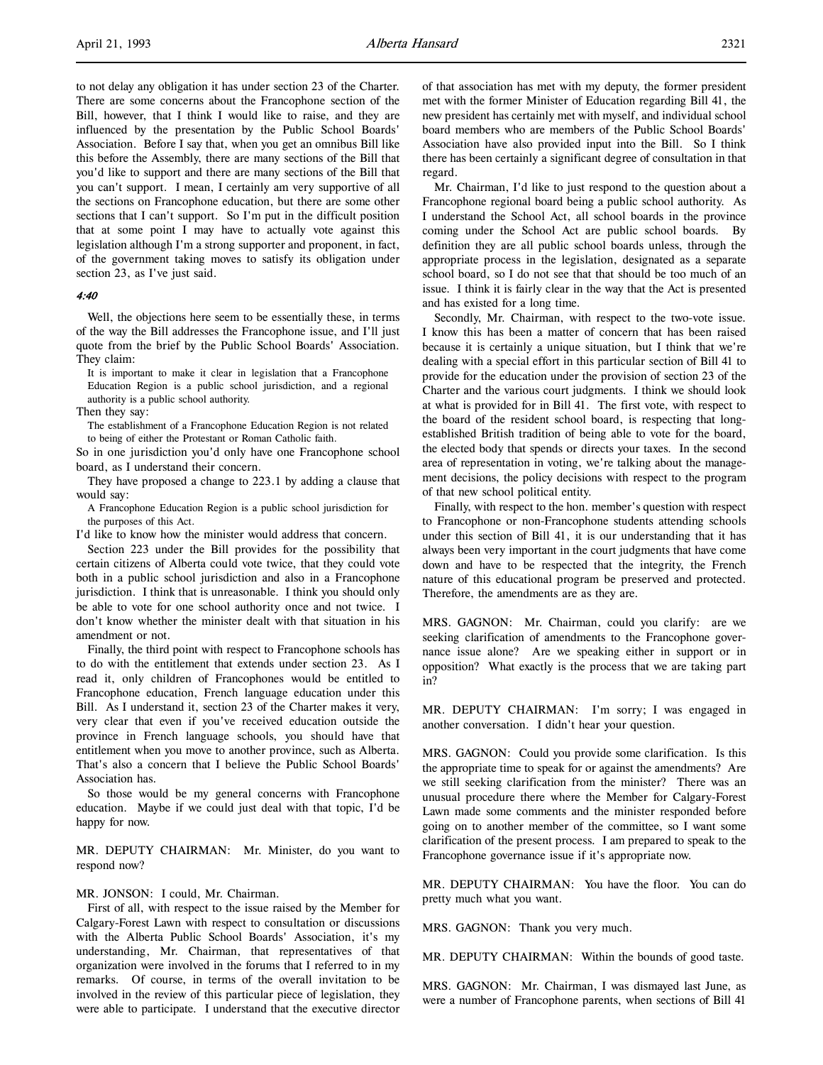to not delay any obligation it has under section 23 of the Charter. There are some concerns about the Francophone section of the Bill, however, that I think I would like to raise, and they are influenced by the presentation by the Public School Boards' Association. Before I say that, when you get an omnibus Bill like this before the Assembly, there are many sections of the Bill that you'd like to support and there are many sections of the Bill that you can't support. I mean, I certainly am very supportive of all the sections on Francophone education, but there are some other sections that I can't support. So I'm put in the difficult position that at some point I may have to actually vote against this legislation although I'm a strong supporter and proponent, in fact, of the government taking moves to satisfy its obligation under section 23, as I've just said.

*4:40*

Well, the objections here seem to be essentially these, in terms of the way the Bill addresses the Francophone issue, and I'll just quote from the brief by the Public School Boards' Association. They claim:

> It is important to make it clear in legislation that a Francophone Education Region is a public school jurisdiction, and a regional authority is a public school authority.

Then they say:

> The establishment of a Francophone Education Region is not related to being of either the Protestant or Roman Catholic faith.

So in one jurisdiction you'd only have one Francophone school board, as I understand their concern.

They have proposed a change to 223.1 by adding a clause that would say:

> A Francophone Education Region is a public school jurisdiction for the purposes of this Act.

I'd like to know how the minister would address that concern.

Section 223 under the Bill provides for the possibility that certain citizens of Alberta could vote twice, that they could vote both in a public school jurisdiction and also in a Francophone jurisdiction. I think that is unreasonable. I think you should only be able to vote for one school authority once and not twice. I don't know whether the minister dealt with that situation in his amendment or not.

Finally, the third point with respect to Francophone schools has to do with the entitlement that extends under section 23. As I read it, only children of Francophones would be entitled to Francophone education, French language education under this Bill. As I understand it, section 23 of the Charter makes it very, very clear that even if you've received education outside the province in French language schools, you should have that entitlement when you move to another province, such as Alberta. That's also a concern that I believe the Public School Boards' Association has.

So those would be my general concerns with Francophone education. Maybe if we could just deal with that topic, I'd be happy for now.

MR. DEPUTY CHAIRMAN: Mr. Minister, do you want to respond now?

MR. JONSON: I could, Mr. Chairman.

First of all, with respect to the issue raised by the Member for Calgary-Forest Lawn with respect to consultation or discussions with the Alberta Public School Boards' Association, it's my understanding, Mr. Chairman, that representatives of that organization were involved in the forums that I referred to in my remarks. Of course, in terms of the overall invitation to be involved in the review of this particular piece of legislation, they were able to participate. I understand that the executive director of that association has met with my deputy, the former president met with the former Minister of Education regarding Bill 41, the new president has certainly met with myself, and individual school board members who are members of the Public School Boards' Association have also provided input into the Bill. So I think there has been certainly a significant degree of consultation in that regard.

Mr. Chairman, I'd like to just respond to the question about a Francophone regional board being a public school authority. As I understand the School Act, all school boards in the province coming under the School Act are public school boards. By definition they are all public school boards unless, through the appropriate process in the legislation, designated as a separate school board, so I do not see that that should be too much of an issue. I think it is fairly clear in the way that the Act is presented and has existed for a long time.

Secondly, Mr. Chairman, with respect to the two-vote issue. I know this has been a matter of concern that has been raised because it is certainly a unique situation, but I think that we're dealing with a special effort in this particular section of Bill 41 to provide for the education under the provision of section 23 of the Charter and the various court judgments. I think we should look at what is provided for in Bill 41. The first vote, with respect to the board of the resident school board, is respecting that long-established British tradition of being able to vote for the board, the elected body that spends or directs your taxes. In the second area of representation in voting, we're talking about the management decisions, the policy decisions with respect to the program of that new school political entity.

Finally, with respect to the hon. member's question with respect to Francophone or non-Francophone students attending schools under this section of Bill 41, it is our understanding that it has always been very important in the court judgments that have come down and have to be respected that the integrity, the French nature of this educational program be preserved and protected. Therefore, the amendments are as they are.

MRS. GAGNON: Mr. Chairman, could you clarify: are we seeking clarification of amendments to the Francophone governance issue alone? Are we speaking either in support or in opposition? What exactly is the process that we are taking part in?

MR. DEPUTY CHAIRMAN: I'm sorry; I was engaged in another conversation. I didn't hear your question.

MRS. GAGNON: Could you provide some clarification. Is this the appropriate time to speak for or against the amendments? Are we still seeking clarification from the minister? There was an unusual procedure there where the Member for Calgary-Forest Lawn made some comments and the minister responded before going on to another member of the committee, so I want some clarification of the present process. I am prepared to speak to the Francophone governance issue if it's appropriate now.

MR. DEPUTY CHAIRMAN: You have the floor. You can do pretty much what you want.

MRS. GAGNON: Thank you very much.

MR. DEPUTY CHAIRMAN: Within the bounds of good taste.

MRS. GAGNON: Mr. Chairman, I was dismayed last June, as were a number of Francophone parents, when sections of Bill 41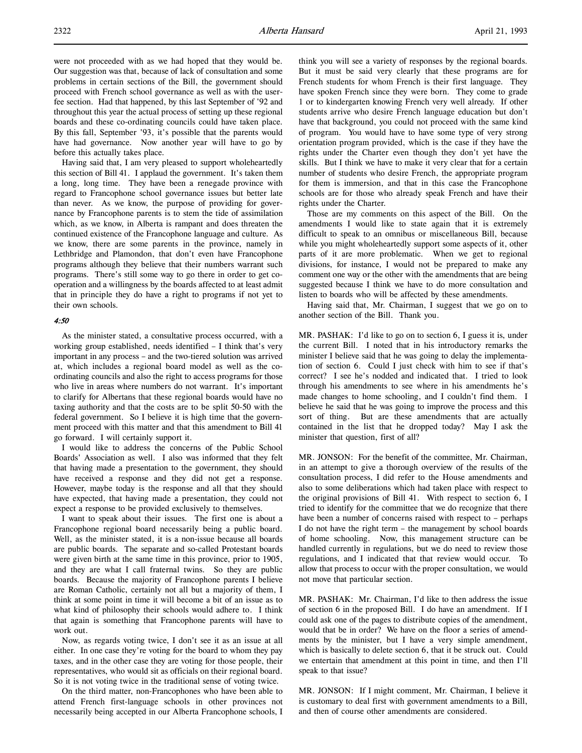were not proceeded with as we had hoped that they would be. Our suggestion was that, because of lack of consultation and some problems in certain sections of the Bill, the government should proceed with French school governance as well as with the user-fee section. Had that happened, by this last September of '92 and throughout this year the actual process of setting up these regional boards and these co-ordinating councils could have taken place. By this fall, September '93, it's possible that the parents would have had governance. Now another year will have to go by before this actually takes place.

Having said that, I am very pleased to support wholeheartedly this section of Bill 41. I applaud the government. It's taken them a long, long time. They have been a renegade province with regard to Francophone school governance issues but better late than never. As we know, the purpose of providing for governance by Francophone parents is to stem the tide of assimilation which, as we know, in Alberta is rampant and does threaten the continued existence of the Francophone language and culture. As we know, there are some parents in the province, namely in Lethbridge and Plamondon, that don't even have Francophone programs although they believe that their numbers warrant such programs. There's still some way to go there in order to get co-operation and a willingness by the boards affected to at least admit that in principle they do have a right to programs if not yet to their own schools.

*4:50*

As the minister stated, a consultative process occurred, with a working group established, needs identified – I think that's very important in any process – and the two-tiered solution was arrived at, which includes a regional board model as well as the co-ordinating councils and also the right to access programs for those who live in areas where numbers do not warrant. It's important to clarify for Albertans that these regional boards would have no taxing authority and that the costs are to be split 50-50 with the federal government. So I believe it is high time that the government proceed with this matter and that this amendment to Bill 41 go forward. I will certainly support it.

I would like to address the concerns of the Public School Boards' Association as well. I also was informed that they felt that having made a presentation to the government, they should have received a response and they did not get a response. However, maybe today is the response and all that they should have expected, that having made a presentation, they could not expect a response to be provided exclusively to themselves.

I want to speak about their issues. The first one is about a Francophone regional board necessarily being a public board. Well, as the minister stated, it is a non-issue because all boards are public boards. The separate and so-called Protestant boards were given birth at the same time in this province, prior to 1905, and they are what I call fraternal twins. So they are public boards. Because the majority of Francophone parents I believe are Roman Catholic, certainly not all but a majority of them, I think at some point in time it will become a bit of an issue as to what kind of philosophy their schools would adhere to. I think that again is something that Francophone parents will have to work out.

Now, as regards voting twice, I don't see it as an issue at all either. In one case they're voting for the board to whom they pay taxes, and in the other case they are voting for those people, their representatives, who would sit as officials on their regional board. So it is not voting twice in the traditional sense of voting twice.

On the third matter, non-Francophones who have been able to attend French first-language schools in other provinces not necessarily being accepted in our Alberta Francophone schools, I think you will see a variety of responses by the regional boards. But it must be said very clearly that these programs are for French students for whom French is their first language. They have spoken French since they were born. They come to grade 1 or to kindergarten knowing French very well already. If other students arrive who desire French language education but don't have that background, you could not proceed with the same kind of program. You would have to have some type of very strong orientation program provided, which is the case if they have the rights under the Charter even though they don't yet have the skills. But I think we have to make it very clear that for a certain number of students who desire French, the appropriate program for them is immersion, and that in this case the Francophone schools are for those who already speak French and have their rights under the Charter.

Those are my comments on this aspect of the Bill. On the amendments I would like to state again that it is extremely difficult to speak to an omnibus or miscellaneous Bill, because while you might wholeheartedly support some aspects of it, other parts of it are more problematic. When we get to regional divisions, for instance, I would not be prepared to make any comment one way or the other with the amendments that are being suggested because I think we have to do more consultation and listen to boards who will be affected by these amendments.

Having said that, Mr. Chairman, I suggest that we go on to another section of the Bill. Thank you.

MR. PASHAK: I'd like to go on to section 6, I guess it is, under the current Bill. I noted that in his introductory remarks the minister I believe said that he was going to delay the implementation of section 6. Could I just check with him to see if that's correct? I see he's nodded and indicated that. I tried to look through his amendments to see where in his amendments he's made changes to home schooling, and I couldn't find them. I believe he said that he was going to improve the process and this sort of thing. But are these amendments that are actually contained in the list that he dropped today? May I ask the minister that question, first of all?

MR. JONSON: For the benefit of the committee, Mr. Chairman, in an attempt to give a thorough overview of the results of the consultation process, I did refer to the House amendments and also to some deliberations which had taken place with respect to the original provisions of Bill 41. With respect to section 6, I tried to identify for the committee that we do recognize that there have been a number of concerns raised with respect to – perhaps I do not have the right term – the management by school boards of home schooling. Now, this management structure can be handled currently in regulations, but we do need to review those regulations, and I indicated that that review would occur. To allow that process to occur with the proper consultation, we would not move that particular section.

MR. PASHAK: Mr. Chairman, I'd like to then address the issue of section 6 in the proposed Bill. I do have an amendment. If I could ask one of the pages to distribute copies of the amendment, would that be in order? We have on the floor a series of amendments by the minister, but I have a very simple amendment, which is basically to delete section 6, that it be struck out. Could we entertain that amendment at this point in time, and then I'll speak to that issue?

MR. JONSON: If I might comment, Mr. Chairman, I believe it is customary to deal first with government amendments to a Bill, and then of course other amendments are considered.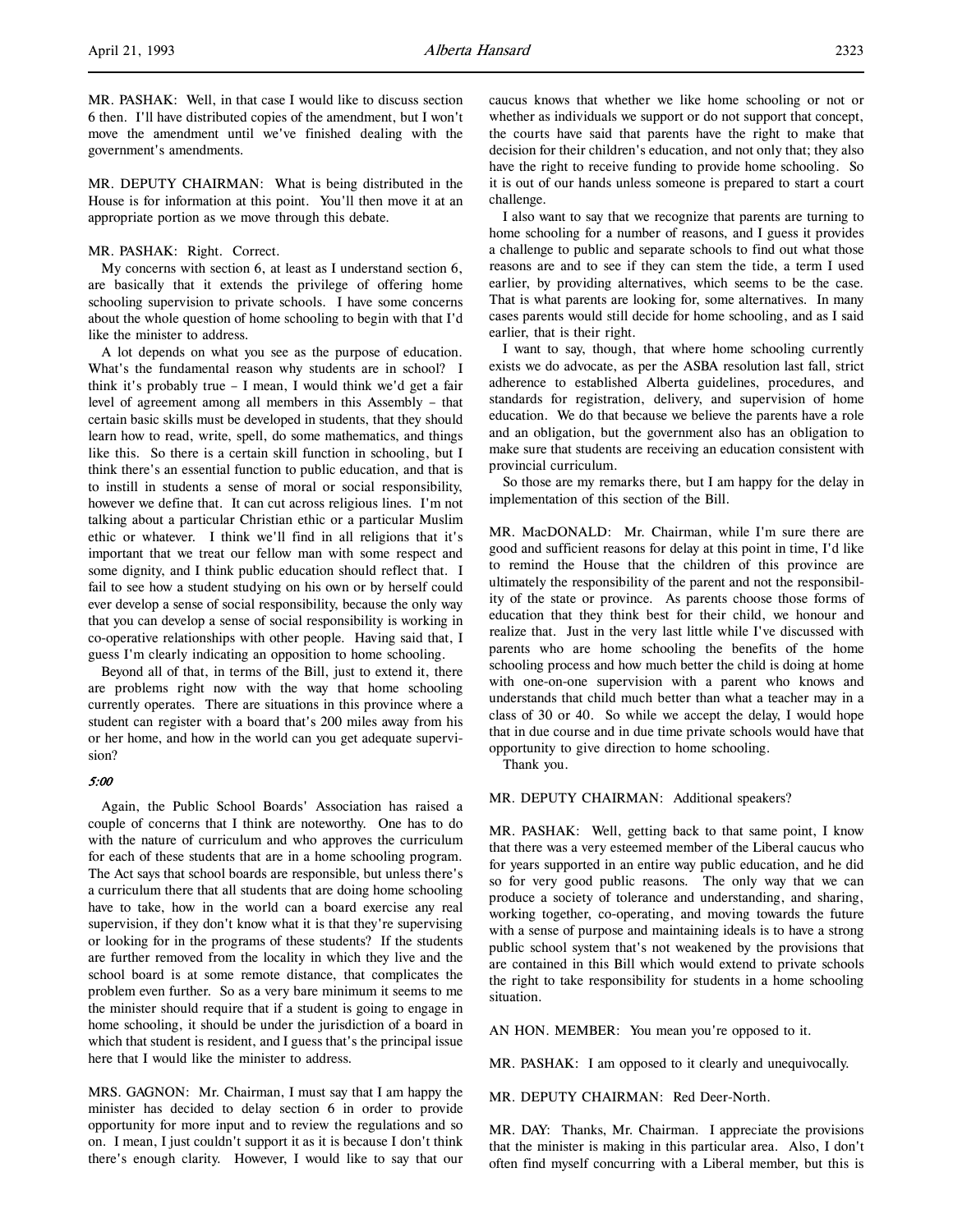MR. PASHAK: Well, in that case I would like to discuss section 6 then. I'll have distributed copies of the amendment, but I won't move the amendment until we've finished dealing with the government's amendments.

MR. DEPUTY CHAIRMAN: What is being distributed in the House is for information at this point. You'll then move it at an appropriate portion as we move through this debate.

MR. PASHAK: Right. Correct.

My concerns with section 6, at least as I understand section 6, are basically that it extends the privilege of offering home schooling supervision to private schools. I have some concerns about the whole question of home schooling to begin with that I'd like the minister to address.

A lot depends on what you see as the purpose of education. What's the fundamental reason why students are in school? I think it's probably true – I mean, I would think we'd get a fair level of agreement among all members in this Assembly – that certain basic skills must be developed in students, that they should learn how to read, write, spell, do some mathematics, and things like this. So there is a certain skill function in schooling, but I think there's an essential function to public education, and that is to instill in students a sense of moral or social responsibility, however we define that. It can cut across religious lines. I'm not talking about a particular Christian ethic or a particular Muslim ethic or whatever. I think we'll find in all religions that it's important that we treat our fellow man with some respect and some dignity, and I think public education should reflect that. I fail to see how a student studying on his own or by herself could ever develop a sense of social responsibility, because the only way that you can develop a sense of social responsibility is working in co-operative relationships with other people. Having said that, I guess I'm clearly indicating an opposition to home schooling.

Beyond all of that, in terms of the Bill, just to extend it, there are problems right now with the way that home schooling currently operates. There are situations in this province where a student can register with a board that's 200 miles away from his or her home, and how in the world can you get adequate supervision?

*5:00*

Again, the Public School Boards' Association has raised a couple of concerns that I think are noteworthy. One has to do with the nature of curriculum and who approves the curriculum for each of these students that are in a home schooling program. The Act says that school boards are responsible, but unless there's a curriculum there that all students that are doing home schooling have to take, how in the world can a board exercise any real supervision, if they don't know what it is that they're supervising or looking for in the programs of these students? If the students are further removed from the locality in which they live and the school board is at some remote distance, that complicates the problem even further. So as a very bare minimum it seems to me the minister should require that if a student is going to engage in home schooling, it should be under the jurisdiction of a board in which that student is resident, and I guess that's the principal issue here that I would like the minister to address.

MRS. GAGNON: Mr. Chairman, I must say that I am happy the minister has decided to delay section 6 in order to provide opportunity for more input and to review the regulations and so on. I mean, I just couldn't support it as it is because I don't think there's enough clarity. However, I would like to say that our caucus knows that whether we like home schooling or not or whether as individuals we support or do not support that concept, the courts have said that parents have the right to make that decision for their children's education, and not only that; they also have the right to receive funding to provide home schooling. So it is out of our hands unless someone is prepared to start a court challenge.

I also want to say that we recognize that parents are turning to home schooling for a number of reasons, and I guess it provides a challenge to public and separate schools to find out what those reasons are and to see if they can stem the tide, a term I used earlier, by providing alternatives, which seems to be the case. That is what parents are looking for, some alternatives. In many cases parents would still decide for home schooling, and as I said earlier, that is their right.

I want to say, though, that where home schooling currently exists we do advocate, as per the ASBA resolution last fall, strict adherence to established Alberta guidelines, procedures, and standards for registration, delivery, and supervision of home education. We do that because we believe the parents have a role and an obligation, but the government also has an obligation to make sure that students are receiving an education consistent with provincial curriculum.

So those are my remarks there, but I am happy for the delay in implementation of this section of the Bill.

MR. MacDONALD: Mr. Chairman, while I'm sure there are good and sufficient reasons for delay at this point in time, I'd like to remind the House that the children of this province are ultimately the responsibility of the parent and not the responsibility of the state or province. As parents choose those forms of education that they think best for their child, we honour and realize that. Just in the very last little while I've discussed with parents who are home schooling the benefits of the home schooling process and how much better the child is doing at home with one-on-one supervision with a parent who knows and understands that child much better than what a teacher may in a class of 30 or 40. So while we accept the delay, I would hope that in due course and in due time private schools would have that opportunity to give direction to home schooling.

Thank you.

MR. DEPUTY CHAIRMAN: Additional speakers?

MR. PASHAK: Well, getting back to that same point, I know that there was a very esteemed member of the Liberal caucus who for years supported in an entire way public education, and he did so for very good public reasons. The only way that we can produce a society of tolerance and understanding, and sharing, working together, co-operating, and moving towards the future with a sense of purpose and maintaining ideals is to have a strong public school system that's not weakened by the provisions that are contained in this Bill which would extend to private schools the right to take responsibility for students in a home schooling situation.

AN HON. MEMBER: You mean you're opposed to it.

MR. PASHAK: I am opposed to it clearly and unequivocally.

MR. DEPUTY CHAIRMAN: Red Deer-North.

MR. DAY: Thanks, Mr. Chairman. I appreciate the provisions that the minister is making in this particular area. Also, I don't often find myself concurring with a Liberal member, but this is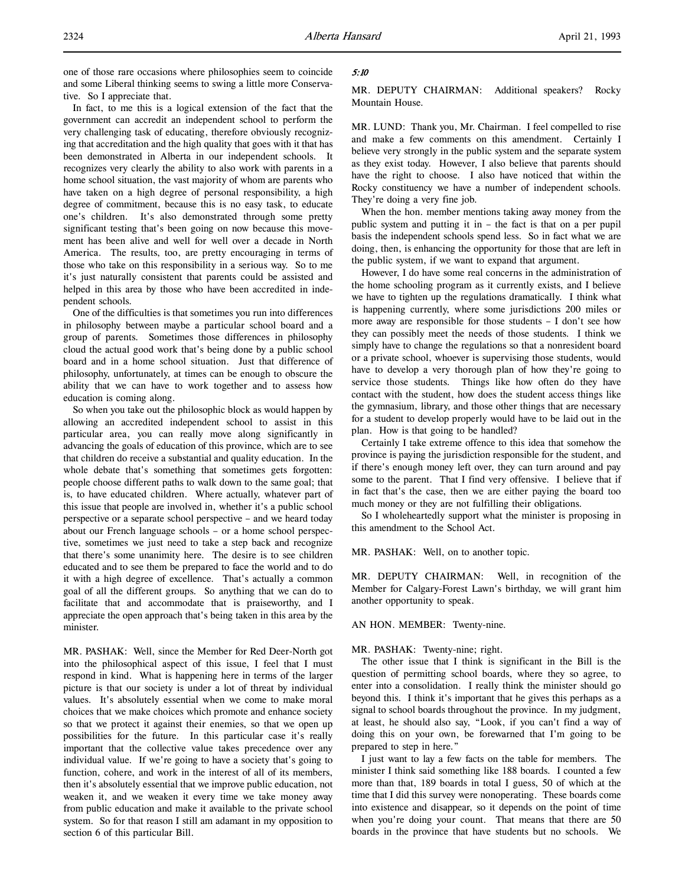one of those rare occasions where philosophies seem to coincide and some Liberal thinking seems to swing a little more Conservative. So I appreciate that.

In fact, to me this is a logical extension of the fact that the government can accredit an independent school to perform the very challenging task of educating, therefore obviously recognizing that accreditation and the high quality that goes with it that has been demonstrated in Alberta in our independent schools. It recognizes very clearly the ability to also work with parents in a home school situation, the vast majority of whom are parents who have taken on a high degree of personal responsibility, a high degree of commitment, because this is no easy task, to educate one's children. It's also demonstrated through some pretty significant testing that's been going on now because this movement has been alive and well for well over a decade in North America. The results, too, are pretty encouraging in terms of those who take on this responsibility in a serious way. So to me it's just naturally consistent that parents could be assisted and helped in this area by those who have been accredited in independent schools.

One of the difficulties is that sometimes you run into differences in philosophy between maybe a particular school board and a group of parents. Sometimes those differences in philosophy cloud the actual good work that's being done by a public school board and in a home school situation. Just that difference of philosophy, unfortunately, at times can be enough to obscure the ability that we can have to work together and to assess how education is coming along.

So when you take out the philosophic block as would happen by allowing an accredited independent school to assist in this particular area, you can really move along significantly in advancing the goals of education of this province, which are to see that children do receive a substantial and quality education. In the whole debate that's something that sometimes gets forgotten: people choose different paths to walk down to the same goal; that is, to have educated children. Where actually, whatever part of this issue that people are involved in, whether it's a public school perspective or a separate school perspective – and we heard today about our French language schools – or a home school perspective, sometimes we just need to take a step back and recognize that there's some unanimity here. The desire is to see children educated and to see them be prepared to face the world and to do it with a high degree of excellence. That's actually a common goal of all the different groups. So anything that we can do to facilitate that and accommodate that is praiseworthy, and I appreciate the open approach that's being taken in this area by the minister.

MR. PASHAK: Well, since the Member for Red Deer-North got into the philosophical aspect of this issue, I feel that I must respond in kind. What is happening here in terms of the larger picture is that our society is under a lot of threat by individual values. It's absolutely essential when we come to make moral choices that we make choices which promote and enhance society so that we protect it against their enemies, so that we open up possibilities for the future. In this particular case it's really important that the collective value takes precedence over any individual value. If we're going to have a society that's going to function, cohere, and work in the interest of all of its members, then it's absolutely essential that we improve public education, not weaken it, and we weaken it every time we take money away from public education and make it available to the private school system. So for that reason I still am adamant in my opposition to section 6 of this particular Bill.

*5:10*

MR. DEPUTY CHAIRMAN: Additional speakers? Rocky Mountain House.

MR. LUND: Thank you, Mr. Chairman. I feel compelled to rise and make a few comments on this amendment. Certainly I believe very strongly in the public system and the separate system as they exist today. However, I also believe that parents should have the right to choose. I also have noticed that within the Rocky constituency we have a number of independent schools. They're doing a very fine job.

When the hon. member mentions taking away money from the public system and putting it in – the fact is that on a per pupil basis the independent schools spend less. So in fact what we are doing, then, is enhancing the opportunity for those that are left in the public system, if we want to expand that argument.

However, I do have some real concerns in the administration of the home schooling program as it currently exists, and I believe we have to tighten up the regulations dramatically. I think what is happening currently, where some jurisdictions 200 miles or more away are responsible for those students – I don't see how they can possibly meet the needs of those students. I think we simply have to change the regulations so that a nonresident board or a private school, whoever is supervising those students, would have to develop a very thorough plan of how they're going to service those students. Things like how often do they have contact with the student, how does the student access things like the gymnasium, library, and those other things that are necessary for a student to develop properly would have to be laid out in the plan. How is that going to be handled?

Certainly I take extreme offence to this idea that somehow the province is paying the jurisdiction responsible for the student, and if there's enough money left over, they can turn around and pay some to the parent. That I find very offensive. I believe that if in fact that's the case, then we are either paying the board too much money or they are not fulfilling their obligations.

So I wholeheartedly support what the minister is proposing in this amendment to the School Act.

MR. PASHAK: Well, on to another topic.

MR. DEPUTY CHAIRMAN: Well, in recognition of the Member for Calgary-Forest Lawn's birthday, we will grant him another opportunity to speak.

AN HON. MEMBER: Twenty-nine.

MR. PASHAK: Twenty-nine; right.

The other issue that I think is significant in the Bill is the question of permitting school boards, where they so agree, to enter into a consolidation. I really think the minister should go beyond this. I think it's important that he gives this perhaps as a signal to school boards throughout the province. In my judgment, at least, he should also say, "Look, if you can't find a way of doing this on your own, be forewarned that I'm going to be prepared to step in here."

I just want to lay a few facts on the table for members. The minister I think said something like 188 boards. I counted a few more than that, 189 boards in total I guess, 50 of which at the time that I did this survey were nonoperating. These boards come into existence and disappear, so it depends on the point of time when you're doing your count. That means that there are 50 boards in the province that have students but no schools. We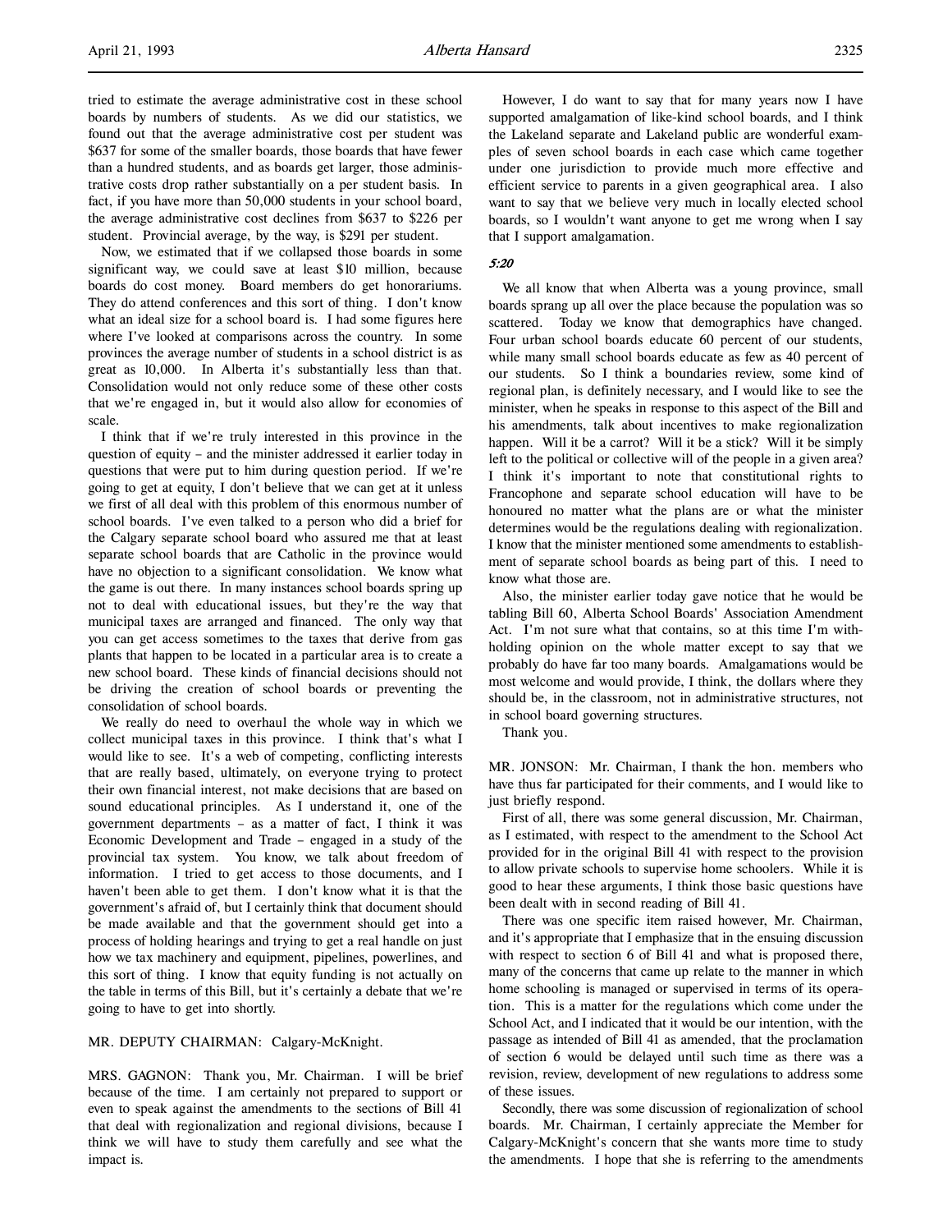tried to estimate the average administrative cost in these school boards by numbers of students. As we did our statistics, we found out that the average administrative cost per student was $637 for some of the smaller boards, those boards that have fewer than a hundred students, and as boards get larger, those administrative costs drop rather substantially on a per student basis. In fact, if you have more than 50,000 students in your school board, the average administrative cost declines from $637 to $226 per student. Provincial average, by the way, is $291 per student.

Now, we estimated that if we collapsed those boards in some significant way, we could save at least $10 million, because boards do cost money. Board members do get honorariums. They do attend conferences and this sort of thing. I don't know what an ideal size for a school board is. I had some figures here where I've looked at comparisons across the country. In some provinces the average number of students in a school district is as great as 10,000. In Alberta it's substantially less than that. Consolidation would not only reduce some of these other costs that we're engaged in, but it would also allow for economies of scale.

I think that if we're truly interested in this province in the question of equity – and the minister addressed it earlier today in questions that were put to him during question period. If we're going to get at equity, I don't believe that we can get at it unless we first of all deal with this problem of this enormous number of school boards. I've even talked to a person who did a brief for the Calgary separate school board who assured me that at least separate school boards that are Catholic in the province would have no objection to a significant consolidation. We know what the game is out there. In many instances school boards spring up not to deal with educational issues, but they're the way that municipal taxes are arranged and financed. The only way that you can get access sometimes to the taxes that derive from gas plants that happen to be located in a particular area is to create a new school board. These kinds of financial decisions should not be driving the creation of school boards or preventing the consolidation of school boards.

We really do need to overhaul the whole way in which we collect municipal taxes in this province. I think that's what I would like to see. It's a web of competing, conflicting interests that are really based, ultimately, on everyone trying to protect their own financial interest, not make decisions that are based on sound educational principles. As I understand it, one of the government departments – as a matter of fact, I think it was Economic Development and Trade – engaged in a study of the provincial tax system. You know, we talk about freedom of information. I tried to get access to those documents, and I haven't been able to get them. I don't know what it is that the government's afraid of, but I certainly think that document should be made available and that the government should get into a process of holding hearings and trying to get a real handle on just how we tax machinery and equipment, pipelines, powerlines, and this sort of thing. I know that equity funding is not actually on the table in terms of this Bill, but it's certainly a debate that we're going to have to get into shortly.

MR. DEPUTY CHAIRMAN: Calgary-McKnight.

MRS. GAGNON: Thank you, Mr. Chairman. I will be brief because of the time. I am certainly not prepared to support or even to speak against the amendments to the sections of Bill 41 that deal with regionalization and regional divisions, because I think we will have to study them carefully and see what the impact is.

However, I do want to say that for many years now I have supported amalgamation of like-kind school boards, and I think the Lakeland separate and Lakeland public are wonderful examples of seven school boards in each case which came together under one jurisdiction to provide much more effective and efficient service to parents in a given geographical area. I also want to say that we believe very much in locally elected school boards, so I wouldn't want anyone to get me wrong when I say that I support amalgamation.

*5:20*

We all know that when Alberta was a young province, small boards sprang up all over the place because the population was so scattered. Today we know that demographics have changed. Four urban school boards educate 60 percent of our students, while many small school boards educate as few as 40 percent of our students. So I think a boundaries review, some kind of regional plan, is definitely necessary, and I would like to see the minister, when he speaks in response to this aspect of the Bill and his amendments, talk about incentives to make regionalization happen. Will it be a carrot? Will it be a stick? Will it be simply left to the political or collective will of the people in a given area? I think it's important to note that constitutional rights to Francophone and separate school education will have to be honoured no matter what the plans are or what the minister determines would be the regulations dealing with regionalization. I know that the minister mentioned some amendments to establishment of separate school boards as being part of this. I need to know what those are.

Also, the minister earlier today gave notice that he would be tabling Bill 60, Alberta School Boards' Association Amendment Act. I'm not sure what that contains, so at this time I'm withholding opinion on the whole matter except to say that we probably do have far too many boards. Amalgamations would be most welcome and would provide, I think, the dollars where they should be, in the classroom, not in administrative structures, not in school board governing structures.

Thank you.

MR. JONSON: Mr. Chairman, I thank the hon. members who have thus far participated for their comments, and I would like to just briefly respond.

First of all, there was some general discussion, Mr. Chairman, as I estimated, with respect to the amendment to the School Act provided for in the original Bill 41 with respect to the provision to allow private schools to supervise home schoolers. While it is good to hear these arguments, I think those basic questions have been dealt with in second reading of Bill 41.

There was one specific item raised however, Mr. Chairman, and it's appropriate that I emphasize that in the ensuing discussion with respect to section 6 of Bill 41 and what is proposed there, many of the concerns that came up relate to the manner in which home schooling is managed or supervised in terms of its operation. This is a matter for the regulations which come under the School Act, and I indicated that it would be our intention, with the passage as intended of Bill 41 as amended, that the proclamation of section 6 would be delayed until such time as there was a revision, review, development of new regulations to address some of these issues.

Secondly, there was some discussion of regionalization of school boards. Mr. Chairman, I certainly appreciate the Member for Calgary-McKnight's concern that she wants more time to study the amendments. I hope that she is referring to the amendments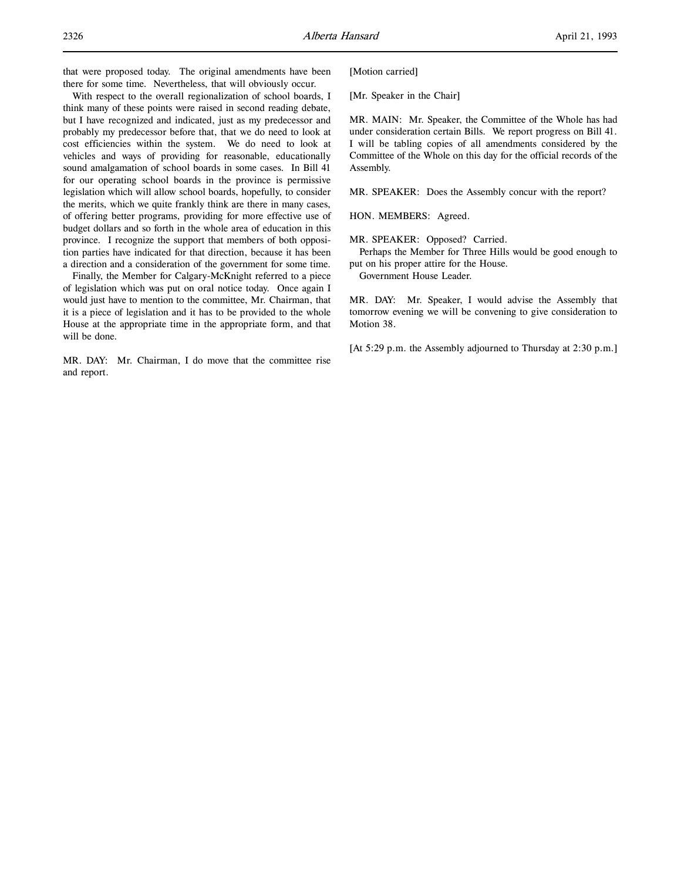that were proposed today. The original amendments have been there for some time. Nevertheless, that will obviously occur.

With respect to the overall regionalization of school boards, I think many of these points were raised in second reading debate, but I have recognized and indicated, just as my predecessor and probably my predecessor before that, that we do need to look at cost efficiencies within the system. We do need to look at vehicles and ways of providing for reasonable, educationally sound amalgamation of school boards in some cases. In Bill 41 for our operating school boards in the province is permissive legislation which will allow school boards, hopefully, to consider the merits, which we quite frankly think are there in many cases, of offering better programs, providing for more effective use of budget dollars and so forth in the whole area of education in this province. I recognize the support that members of both opposition parties have indicated for that direction, because it has been a direction and a consideration of the government for some time.

Finally, the Member for Calgary-McKnight referred to a piece of legislation which was put on oral notice today. Once again I would just have to mention to the committee, Mr. Chairman, that it is a piece of legislation and it has to be provided to the whole House at the appropriate time in the appropriate form, and that will be done.

MR. DAY: Mr. Chairman, I do move that the committee rise and report.

[Motion carried]

[Mr. Speaker in the Chair]

MR. MAIN: Mr. Speaker, the Committee of the Whole has had under consideration certain Bills. We report progress on Bill 41. I will be tabling copies of all amendments considered by the Committee of the Whole on this day for the official records of the Assembly.

MR. SPEAKER: Does the Assembly concur with the report?

HON. MEMBERS: Agreed.

MR. SPEAKER: Opposed? Carried.

Perhaps the Member for Three Hills would be good enough to put on his proper attire for the House.

Government House Leader.

MR. DAY: Mr. Speaker, I would advise the Assembly that tomorrow evening we will be convening to give consideration to Motion 38.

[At 5:29 p.m. the Assembly adjourned to Thursday at 2:30 p.m.]